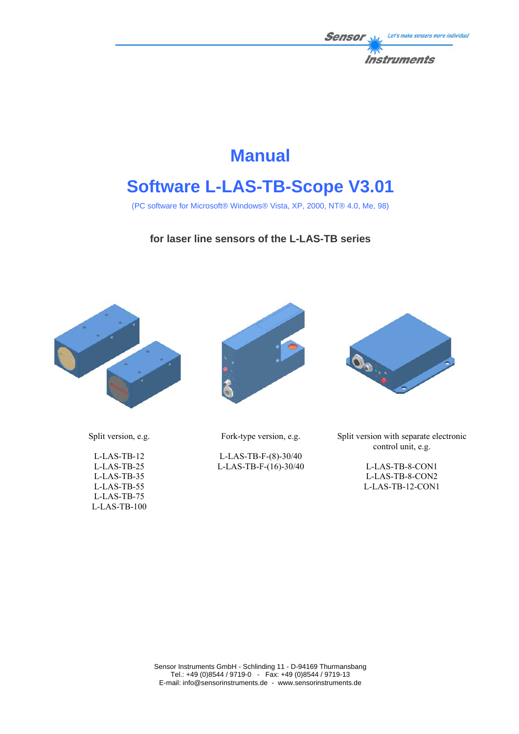Sensor Instruments — Let's make sensors more individual

# Manual

# Software L-LAS-TB-Scope V3.01

(PC software for Microsoft® Windows® Vista, XP, 2000, NT® 4.0, Me, 98)

**for laser line sensors of the L-LAS-TB series**

Split version, e.g.

L-LAS-TB-12
L-LAS-TB-25
L-LAS-TB-35
L-LAS-TB-55
L-LAS-TB-75
L-LAS-TB-100

Fork-type version, e.g.

L-LAS-TB-F-(8)-30/40
L-LAS-TB-F-(16)-30/40

Split version with separate electronic control unit, e.g.

L-LAS-TB-8-CON1
L-LAS-TB-8-CON2
L-LAS-TB-12-CON1

Sensor Instruments GmbH - Schlinding 11 - D-94169 Thurmansbang
Tel.: +49 (0)8544 / 9719-0 - Fax: +49 (0)8544 / 9719-13
E-mail: info@sensorinstruments.de - www.sensorinstruments.de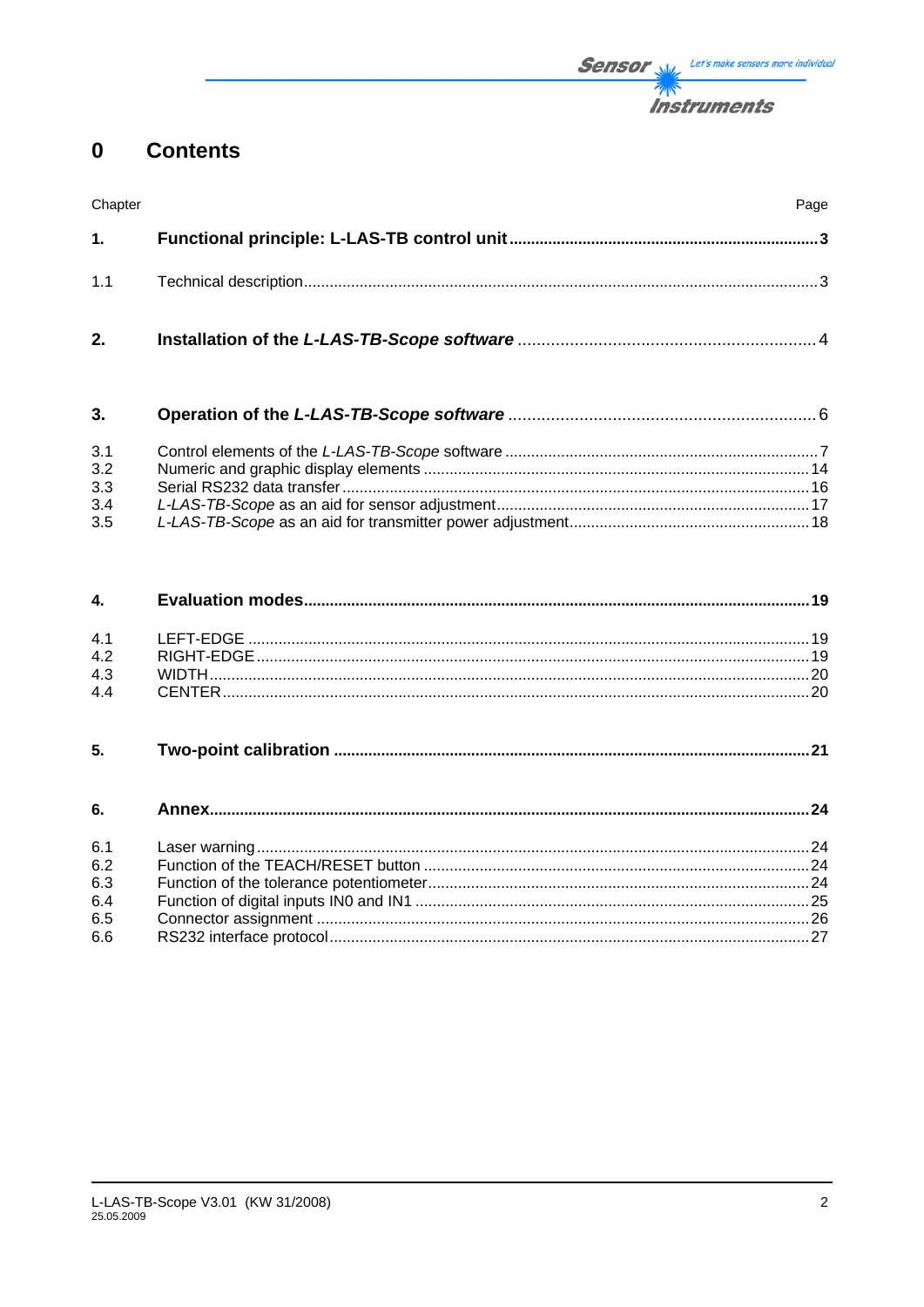# 0 Contents

| Chapter | | Page |
|---|---|---|
| **1.** | **Functional principle: L-LAS-TB control unit** | **3** |
| 1.1 | Technical description | 3 |
| **2.** | **Installation of the *L-LAS-TB-Scope software*** | 4 |
| **3.** | **Operation of the *L-LAS-TB-Scope software*** | 6 |
| 3.1 | Control elements of the *L-LAS-TB-Scope* software | 7 |
| 3.2 | Numeric and graphic display elements | 14 |
| 3.3 | Serial RS232 data transfer | 16 |
| 3.4 | *L-LAS-TB-Scope* as an aid for sensor adjustment | 17 |
| 3.5 | *L-LAS-TB-Scope* as an aid for transmitter power adjustment | 18 |
| **4.** | **Evaluation modes** | **19** |
| 4.1 | LEFT-EDGE | 19 |
| 4.2 | RIGHT-EDGE | 19 |
| 4.3 | WIDTH | 20 |
| 4.4 | CENTER | 20 |
| **5.** | **Two-point calibration** | **21** |
| **6.** | **Annex** | **24** |
| 6.1 | Laser warning | 24 |
| 6.2 | Function of the TEACH/RESET button | 24 |
| 6.3 | Function of the tolerance potentiometer | 24 |
| 6.4 | Function of digital inputs IN0 and IN1 | 25 |
| 6.5 | Connector assignment | 26 |
| 6.6 | RS232 interface protocol | 27 |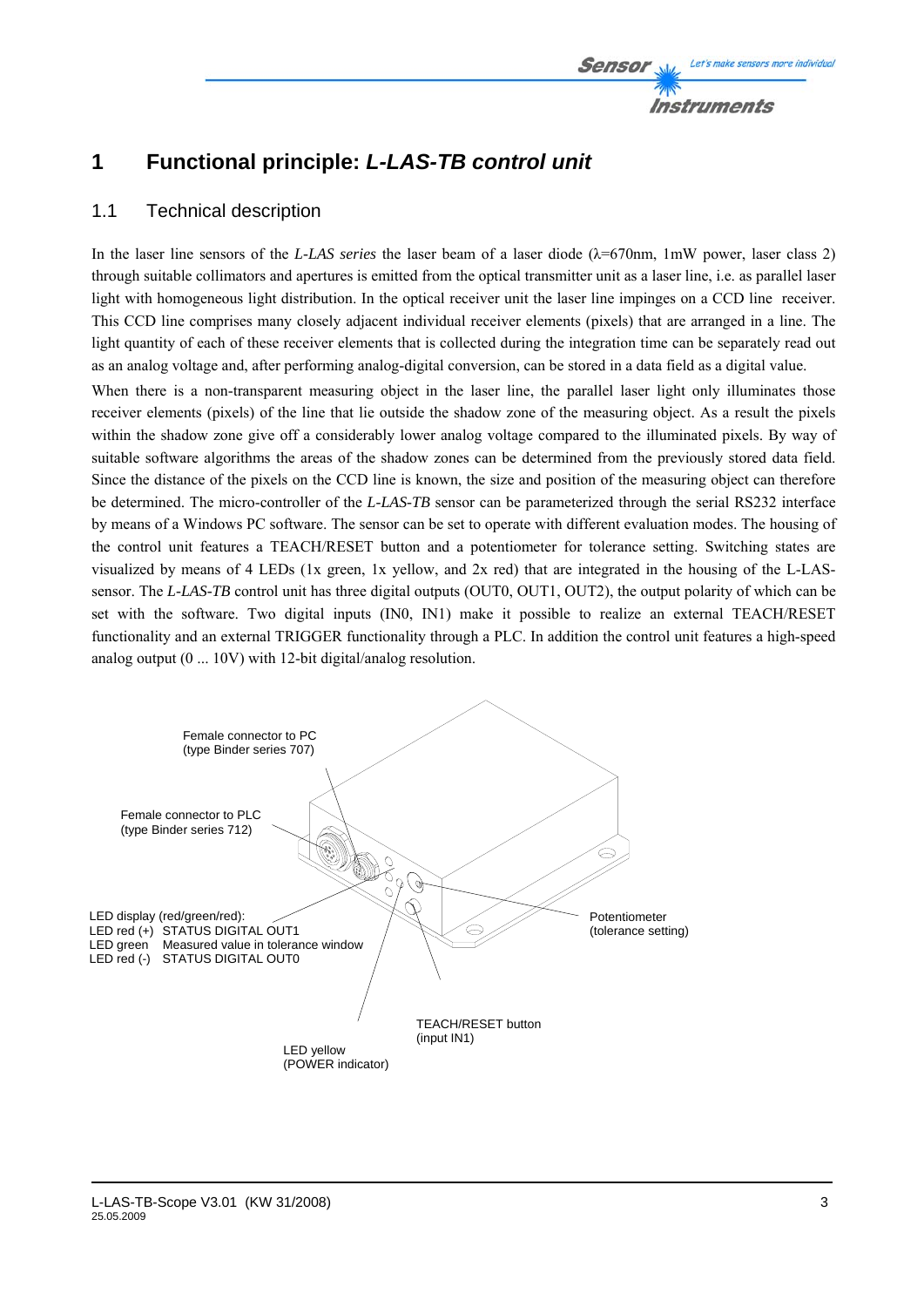# 1 Functional principle: *L-LAS-TB control unit*

## 1.1 Technical description

In the laser line sensors of the *L-LAS series* the laser beam of a laser diode (λ=670nm, 1mW power, laser class 2) through suitable collimators and apertures is emitted from the optical transmitter unit as a laser line, i.e. as parallel laser light with homogeneous light distribution. In the optical receiver unit the laser line impinges on a CCD line receiver. This CCD line comprises many closely adjacent individual receiver elements (pixels) that are arranged in a line. The light quantity of each of these receiver elements that is collected during the integration time can be separately read out as an analog voltage and, after performing analog-digital conversion, can be stored in a data field as a digital value.

When there is a non-transparent measuring object in the laser line, the parallel laser light only illuminates those receiver elements (pixels) of the line that lie outside the shadow zone of the measuring object. As a result the pixels within the shadow zone give off a considerably lower analog voltage compared to the illuminated pixels. By way of suitable software algorithms the areas of the shadow zones can be determined from the previously stored data field. Since the distance of the pixels on the CCD line is known, the size and position of the measuring object can therefore be determined. The micro-controller of the *L-LAS-TB* sensor can be parameterized through the serial RS232 interface by means of a Windows PC software. The sensor can be set to operate with different evaluation modes. The housing of the control unit features a TEACH/RESET button and a potentiometer for tolerance setting. Switching states are visualized by means of 4 LEDs (1x green, 1x yellow, and 2x red) that are integrated in the housing of the L-LAS-sensor. The *L-LAS-TB* control unit has three digital outputs (OUT0, OUT1, OUT2), the output polarity of which can be set with the software. Two digital inputs (IN0, IN1) make it possible to realize an external TEACH/RESET functionality and an external TRIGGER functionality through a PLC. In addition the control unit features a high-speed analog output (0 ... 10V) with 12-bit digital/analog resolution.

Female connector to PC
(type Binder series 707)

Female connector to PLC
(type Binder series 712)

LED display (red/green/red):
LED red (+) STATUS DIGITAL OUT1
LED green Measured value in tolerance window
LED red (-) STATUS DIGITAL OUT0

Potentiometer
(tolerance setting)

TEACH/RESET button
(input IN1)

LED yellow
(POWER indicator)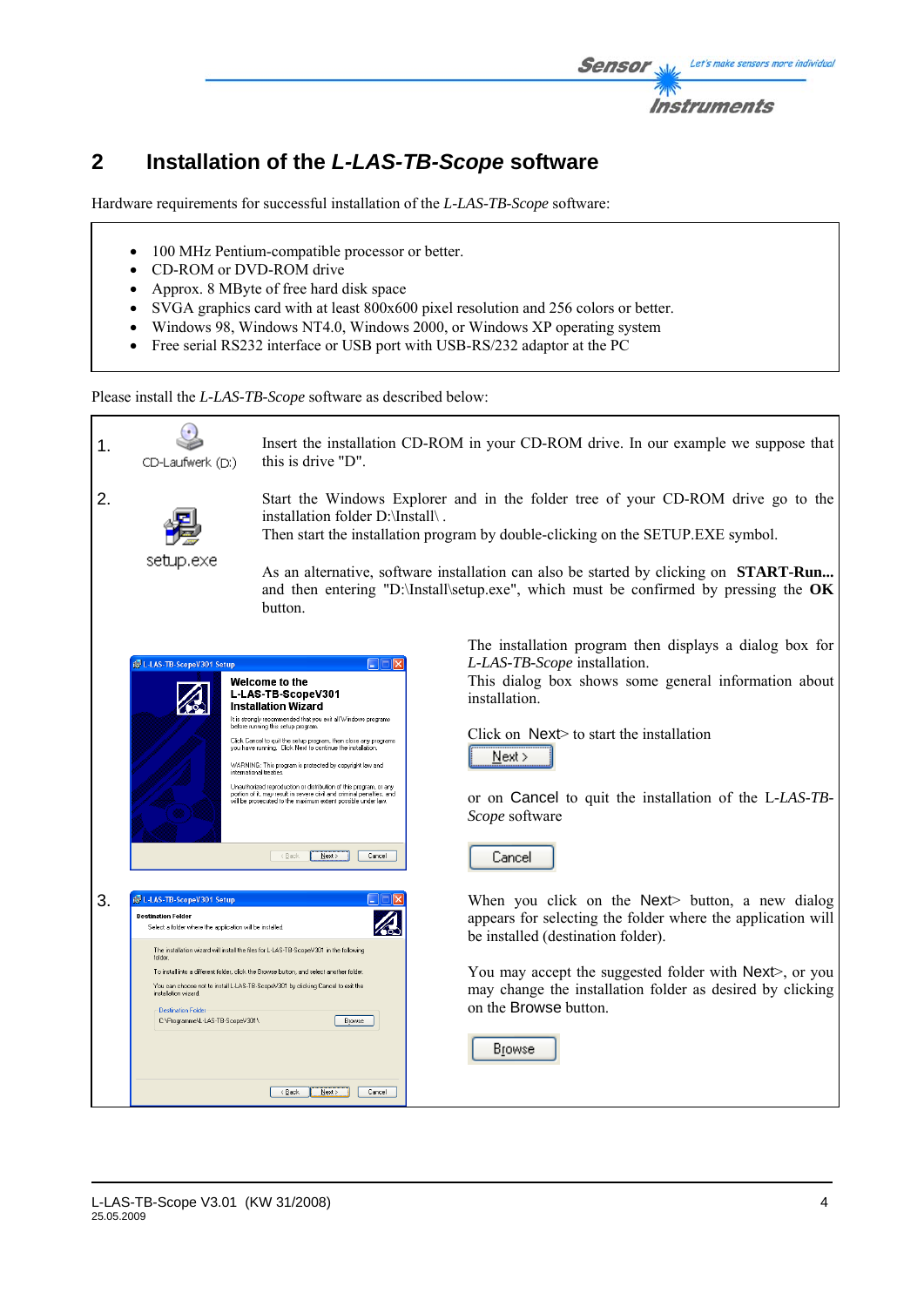## 2 Installation of the *L-LAS-TB-Scope* software

Hardware requirements for successful installation of the *L-LAS-TB-Scope* software:

- 100 MHz Pentium-compatible processor or better.
- CD-ROM or DVD-ROM drive
- Approx. 8 MByte of free hard disk space
- SVGA graphics card with at least 800x600 pixel resolution and 256 colors or better.
- Windows 98, Windows NT4.0, Windows 2000, or Windows XP operating system
- Free serial RS232 interface or USB port with USB-RS/232 adaptor at the PC

Please install the *L-LAS-TB-Scope* software as described below:

1. CD-Laufwerk (D:)

   Insert the installation CD-ROM in your CD-ROM drive. In our example we suppose that this is drive "D".

2. setup.exe

   Start the Windows Explorer and in the folder tree of your CD-ROM drive go to the installation folder D:\Install\ .
   Then start the installation program by double-clicking on the SETUP.EXE symbol.

   As an alternative, software installation can also be started by clicking on **START-Run...** and then entering "D:\Install\setup.exe", which must be confirmed by pressing the **OK** button.

   The installation program then displays a dialog box for *L-LAS-TB-Scope* installation.
   This dialog box shows some general information about installation.

   Click on Next> to start the installation

   Next >

   or on Cancel to quit the installation of the L-*LAS-TB-Scope* software

   Cancel

3. When you click on the Next> button, a new dialog appears for selecting the folder where the application will be installed (destination folder).

   You may accept the suggested folder with Next>, or you may change the installation folder as desired by clicking on the Browse button.

   Browse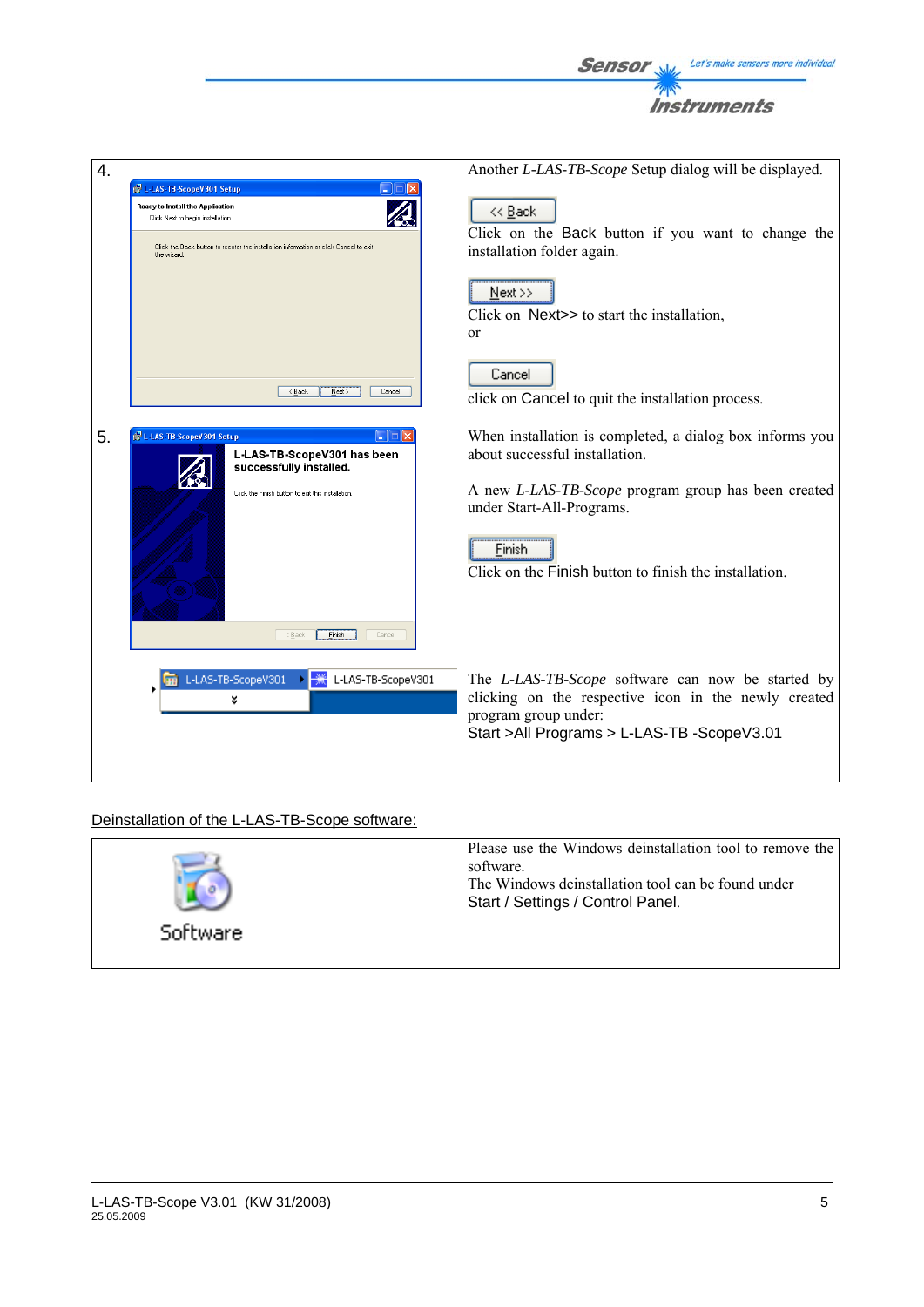4.

Another *L-LAS-TB-Scope* Setup dialog will be displayed.

<< Back

Click on the Back button if you want to change the installation folder again.

Next >>

Click on Next>> to start the installation,
or

Cancel

click on Cancel to quit the installation process.

5.

When installation is completed, a dialog box informs you about successful installation.

A new *L-LAS-TB-Scope* program group has been created under Start-All-Programs.

Finish

Click on the Finish button to finish the installation.

The *L-LAS-TB-Scope* software can now be started by clicking on the respective icon in the newly created program group under:
Start >All Programs > L-LAS-TB -ScopeV3.01

Deinstallation of the L-LAS-TB-Scope software:

Software

Please use the Windows deinstallation tool to remove the software.
The Windows deinstallation tool can be found under
Start / Settings / Control Panel.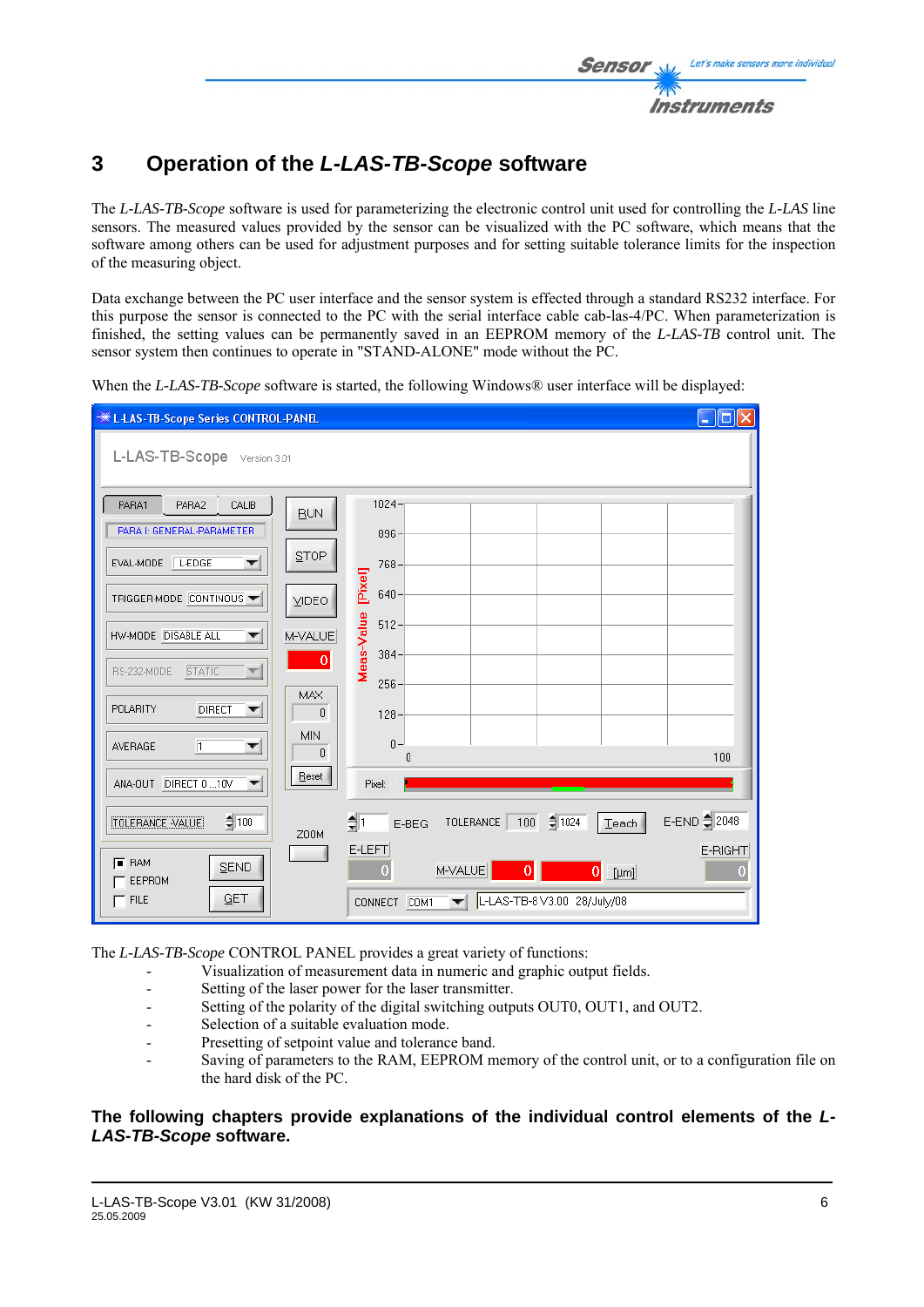# 3 Operation of the *L-LAS-TB-Scope* software

The *L-LAS-TB-Scope* software is used for parameterizing the electronic control unit used for controlling the *L-LAS* line sensors. The measured values provided by the sensor can be visualized with the PC software, which means that the software among others can be used for adjustment purposes and for setting suitable tolerance limits for the inspection of the measuring object.

Data exchange between the PC user interface and the sensor system is effected through a standard RS232 interface. For this purpose the sensor is connected to the PC with the serial interface cable cab-las-4/PC. When parameterization is finished, the setting values can be permanently saved in an EEPROM memory of the *L-LAS-TB* control unit. The sensor system then continues to operate in "STAND-ALONE" mode without the PC.

When the *L-LAS-TB-Scope* software is started, the following Windows® user interface will be displayed:

L-LAS-TB-Scope Series CONTROL-PANEL

L-LAS-TB-Scope Version 3.01

PARA1 PARA2 CALIB

PARA I: GENERAL-PARAMETER

EVAL-MODE L-EDGE

TRIGGER MODE CONTINOUS

HW-MODE DISABLE ALL

RS-232-MODE STATIC

POLARITY DIRECT

AVERAGE 1

ANA-OUT DIRECT 0...10V

TOLERANCE VALUE 100

RAM

EEPROM

FILE

SEND

GET

RUN

STOP

VIDEO

M-VALUE 0

MAX 0

MIN 0

Reset

ZOOM

Meas-Value [Pixel]

1024
896
768
640
512
384
256
128
0

0
100

Pixel

1 E-BEG TOLERANCE 100 1024 Teach E-END 2048

E-LEFT 0 M-VALUE 0 0 [µm] E-RIGHT 0

CONNECT COM1 L-LAS-TB-8 V3.00 28/July/08

The *L-LAS-TB-Scope* CONTROL PANEL provides a great variety of functions:

- Visualization of measurement data in numeric and graphic output fields.
- Setting of the laser power for the laser transmitter.
- Setting of the polarity of the digital switching outputs OUT0, OUT1, and OUT2.
- Selection of a suitable evaluation mode.
- Presetting of setpoint value and tolerance band.
- Saving of parameters to the RAM, EEPROM memory of the control unit, or to a configuration file on the hard disk of the PC.

**The following chapters provide explanations of the individual control elements of the *L-LAS-TB-Scope* software.**

L-LAS-TB-Scope V3.01 (KW 31/2008)
25.05.2009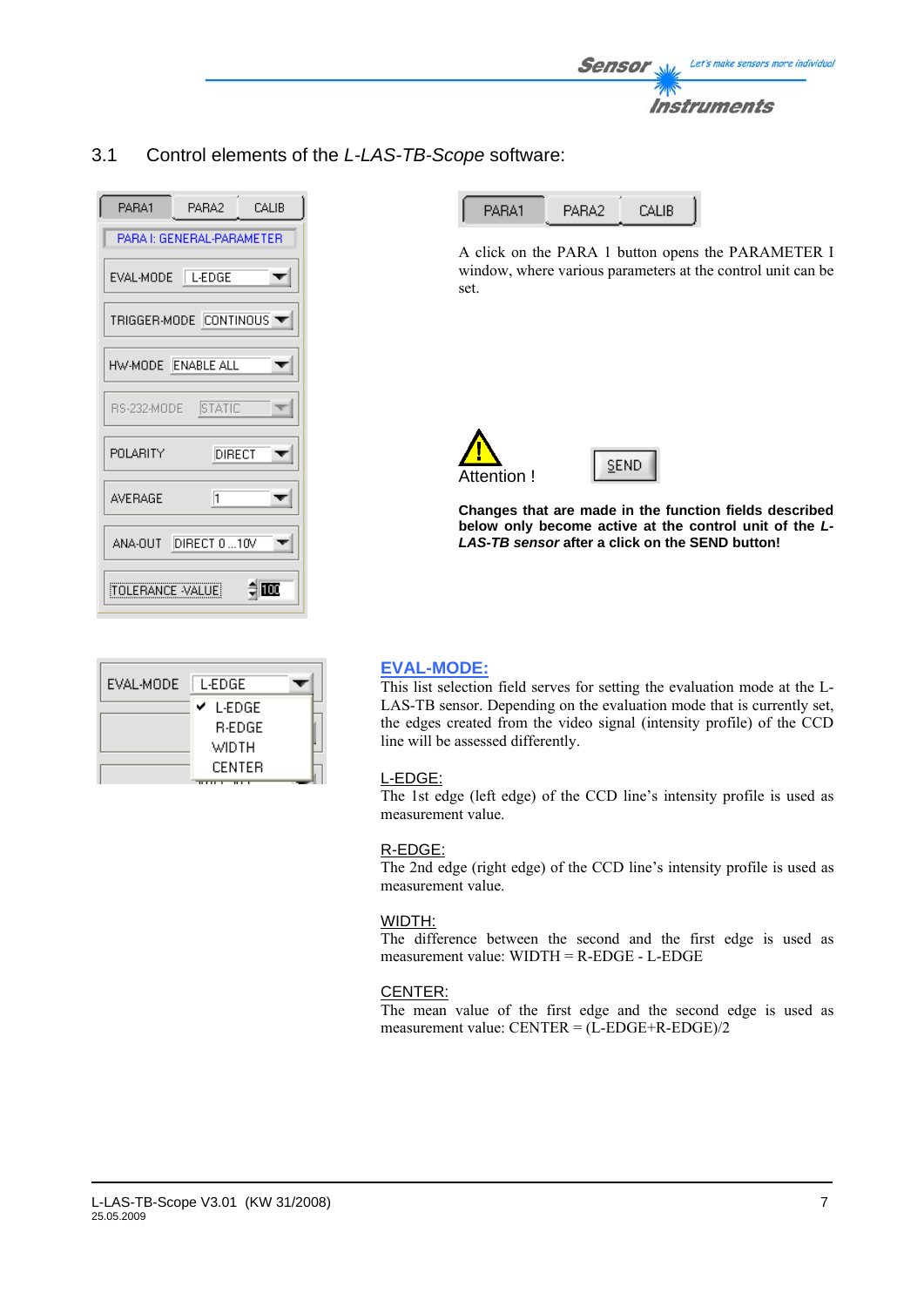## 3.1 Control elements of the *L-LAS-TB-Scope* software:

A click on the PARA 1 button opens the PARAMETER I window, where various parameters at the control unit can be set.

Attention !

**Changes that are made in the function fields described below only become active at the control unit of the *L-LAS-TB sensor* after a click on the SEND button!**

### EVAL-MODE:

This list selection field serves for setting the evaluation mode at the L-LAS-TB sensor. Depending on the evaluation mode that is currently set, the edges created from the video signal (intensity profile) of the CCD line will be assessed differently.

L-EDGE:
The 1st edge (left edge) of the CCD line's intensity profile is used as measurement value.

R-EDGE:
The 2nd edge (right edge) of the CCD line's intensity profile is used as measurement value.

WIDTH:
The difference between the second and the first edge is used as measurement value: WIDTH = R-EDGE - L-EDGE

CENTER:
The mean value of the first edge and the second edge is used as measurement value: CENTER = (L-EDGE+R-EDGE)/2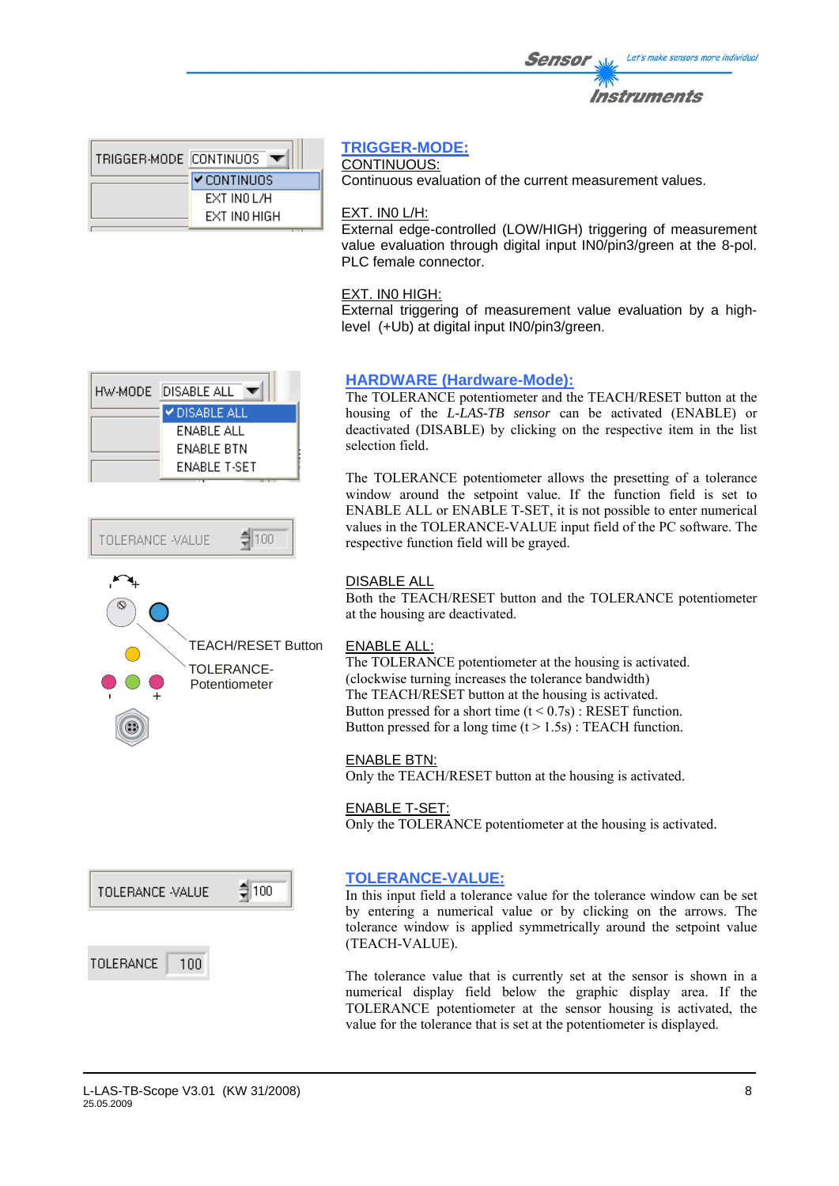## TRIGGER-MODE:

CONTINUOUS:
Continuous evaluation of the current measurement values.

EXT. IN0 L/H:
External edge-controlled (LOW/HIGH) triggering of measurement value evaluation through digital input IN0/pin3/green at the 8-pol. PLC female connector.

EXT. IN0 HIGH:
External triggering of measurement value evaluation by a high-level (+Ub) at digital input IN0/pin3/green.

## HARDWARE (Hardware-Mode):

The TOLERANCE potentiometer and the TEACH/RESET button at the housing of the *L-LAS-TB sensor* can be activated (ENABLE) or deactivated (DISABLE) by clicking on the respective item in the list selection field.

The TOLERANCE potentiometer allows the presetting of a tolerance window around the setpoint value. If the function field is set to ENABLE ALL or ENABLE T-SET, it is not possible to enter numerical values in the TOLERANCE-VALUE input field of the PC software. The respective function field will be grayed.

TEACH/RESET Button

TOLERANCE-Potentiometer

DISABLE ALL
Both the TEACH/RESET button and the TOLERANCE potentiometer at the housing are deactivated.

ENABLE ALL:
The TOLERANCE potentiometer at the housing is activated.
(clockwise turning increases the tolerance bandwidth)
The TEACH/RESET button at the housing is activated.
Button pressed for a short time (t < 0.7s) : RESET function.
Button pressed for a long time (t > 1.5s) : TEACH function.

ENABLE BTN:
Only the TEACH/RESET button at the housing is activated.

ENABLE T-SET:
Only the TOLERANCE potentiometer at the housing is activated.

## TOLERANCE-VALUE:

In this input field a tolerance value for the tolerance window can be set by entering a numerical value or by clicking on the arrows. The tolerance window is applied symmetrically around the setpoint value (TEACH-VALUE).

The tolerance value that is currently set at the sensor is shown in a numerical display field below the graphic display area. If the TOLERANCE potentiometer at the sensor housing is activated, the value for the tolerance that is set at the potentiometer is displayed.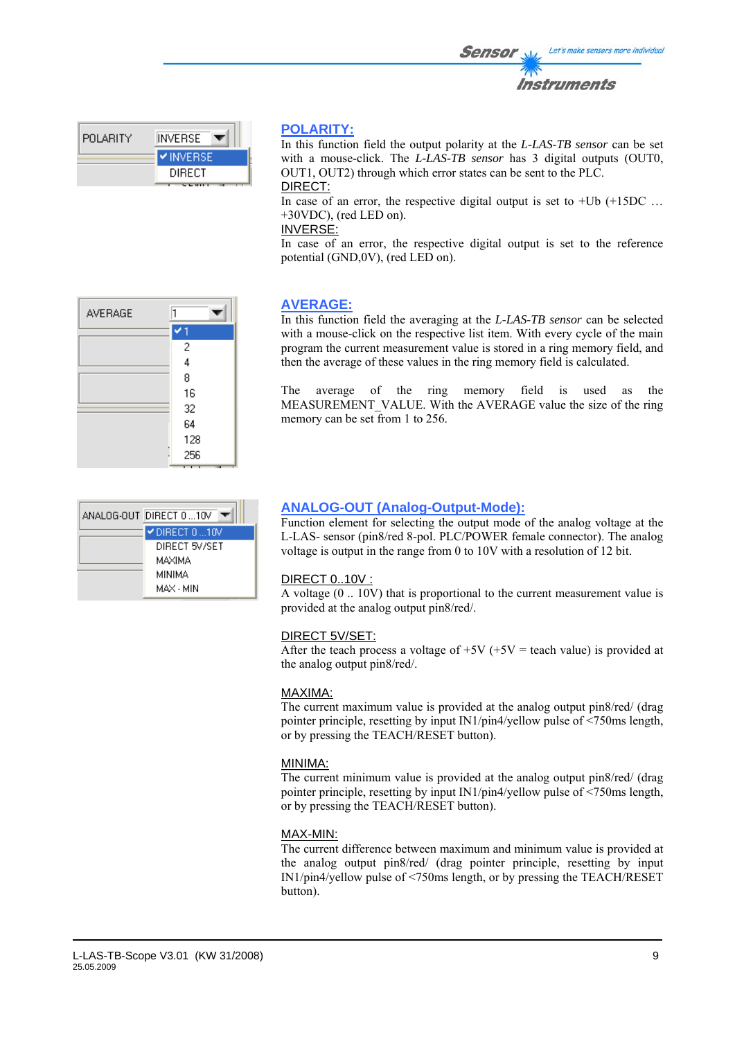## POLARITY:

In this function field the output polarity at the *L-LAS-TB sensor* can be set with a mouse-click. The *L-LAS-TB sensor* has 3 digital outputs (OUT0, OUT1, OUT2) through which error states can be sent to the PLC.

DIRECT:

In case of an error, the respective digital output is set to +Ub (+15DC … +30VDC), (red LED on).

INVERSE:

In case of an error, the respective digital output is set to the reference potential (GND,0V), (red LED on).

## AVERAGE:

In this function field the averaging at the *L-LAS-TB sensor* can be selected with a mouse-click on the respective list item. With every cycle of the main program the current measurement value is stored in a ring memory field, and then the average of these values in the ring memory field is calculated.

The average of the ring memory field is used as the MEASUREMENT_VALUE. With the AVERAGE value the size of the ring memory can be set from 1 to 256.

## ANALOG-OUT (Analog-Output-Mode):

Function element for selecting the output mode of the analog voltage at the L-LAS- sensor (pin8/red 8-pol. PLC/POWER female connector). The analog voltage is output in the range from 0 to 10V with a resolution of 12 bit.

DIRECT 0..10V :

A voltage (0 .. 10V) that is proportional to the current measurement value is provided at the analog output pin8/red/.

DIRECT 5V/SET:

After the teach process a voltage of +5V (+5V = teach value) is provided at the analog output pin8/red/.

MAXIMA:

The current maximum value is provided at the analog output pin8/red/ (drag pointer principle, resetting by input IN1/pin4/yellow pulse of <750ms length, or by pressing the TEACH/RESET button).

MINIMA:

The current minimum value is provided at the analog output pin8/red/ (drag pointer principle, resetting by input IN1/pin4/yellow pulse of <750ms length, or by pressing the TEACH/RESET button).

MAX-MIN:

The current difference between maximum and minimum value is provided at the analog output pin8/red/ (drag pointer principle, resetting by input IN1/pin4/yellow pulse of <750ms length, or by pressing the TEACH/RESET button).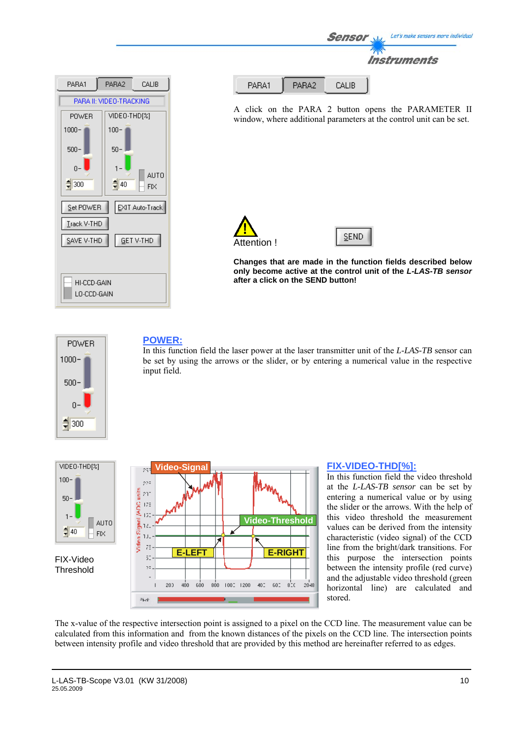PARA1 PARA2 CALIB

A click on the PARA 2 button opens the PARAMETER II window, where additional parameters at the control unit can be set.

Attention !

SEND

**Changes that are made in the function fields described below only become active at the control unit of the *L-LAS-TB sensor* after a click on the SEND button!**

## POWER:

In this function field the laser power at the laser transmitter unit of the *L-LAS-TB* sensor can be set by using the arrows or the slider, or by entering a numerical value in the respective input field.

FIX-Video Threshold

## FIX-VIDEO-THD[%]:

In this function field the video threshold at the *L-LAS-TB sensor* can be set by entering a numerical value or by using the slider or the arrows. With the help of this video threshold the measurement values can be derived from the intensity characteristic (video signal) of the CCD line from the bright/dark transitions. For this purpose the intersection points between the intensity profile (red curve) and the adjustable video threshold (green horizontal line) are calculated and stored.

The x-value of the respective intersection point is assigned to a pixel on the CCD line. The measurement value can be calculated from this information and from the known distances of the pixels on the CCD line. The intersection points between intensity profile and video threshold that are provided by this method are hereinafter referred to as edges.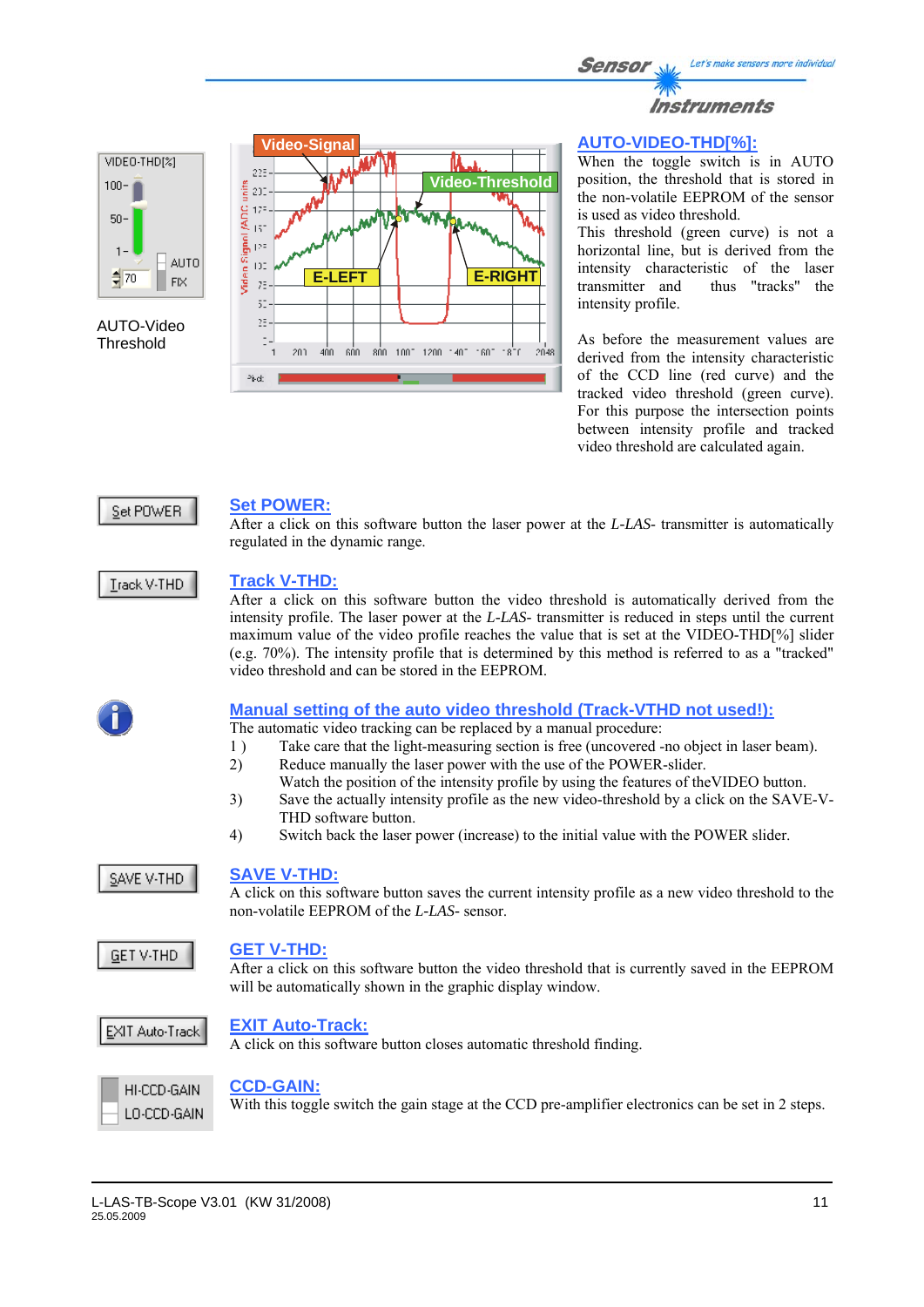## AUTO-VIDEO-THD[%]:

VIDEO-THD[%]
100
50
1
AUTO
70
FIX

AUTO-Video Threshold

Video-Signal
Video-Threshold
E-LEFT
E-RIGHT

When the toggle switch is in AUTO position, the threshold that is stored in the non-volatile EEPROM of the sensor is used as video threshold.
This threshold (green curve) is not a horizontal line, but is derived from the intensity characteristic of the laser transmitter and thus "tracks" the intensity profile.

As before the measurement values are derived from the intensity characteristic of the CCD line (red curve) and the tracked video threshold (green curve). For this purpose the intersection points between intensity profile and tracked video threshold are calculated again.

Set POWER

## Set POWER:

After a click on this software button the laser power at the *L-LAS-* transmitter is automatically regulated in the dynamic range.

Track V-THD

## Track V-THD:

After a click on this software button the video threshold is automatically derived from the intensity profile. The laser power at the *L-LAS-* transmitter is reduced in steps until the current maximum value of the video profile reaches the value that is set at the VIDEO-THD[%] slider (e.g. 70%). The intensity profile that is determined by this method is referred to as a "tracked" video threshold and can be stored in the EEPROM.

## Manual setting of the auto video threshold (Track-VTHD not used!):

The automatic video tracking can be replaced by a manual procedure:

1 ) Take care that the light-measuring section is free (uncovered -no object in laser beam).

2) Reduce manually the laser power with the use of the POWER-slider.
Watch the position of the intensity profile by using the features of theVIDEO button.

3) Save the actually intensity profile as the new video-threshold by a click on the SAVE-V-THD software button.

4) Switch back the laser power (increase) to the initial value with the POWER slider.

SAVE V-THD

## SAVE V-THD:

A click on this software button saves the current intensity profile as a new video threshold to the non-volatile EEPROM of the *L-LAS-* sensor.

GET V-THD

## GET V-THD:

After a click on this software button the video threshold that is currently saved in the EEPROM will be automatically shown in the graphic display window.

EXIT Auto-Track

## EXIT Auto-Track:

A click on this software button closes automatic threshold finding.

HI-CCD-GAIN
LO-CCD-GAIN

## CCD-GAIN:

With this toggle switch the gain stage at the CCD pre-amplifier electronics can be set in 2 steps.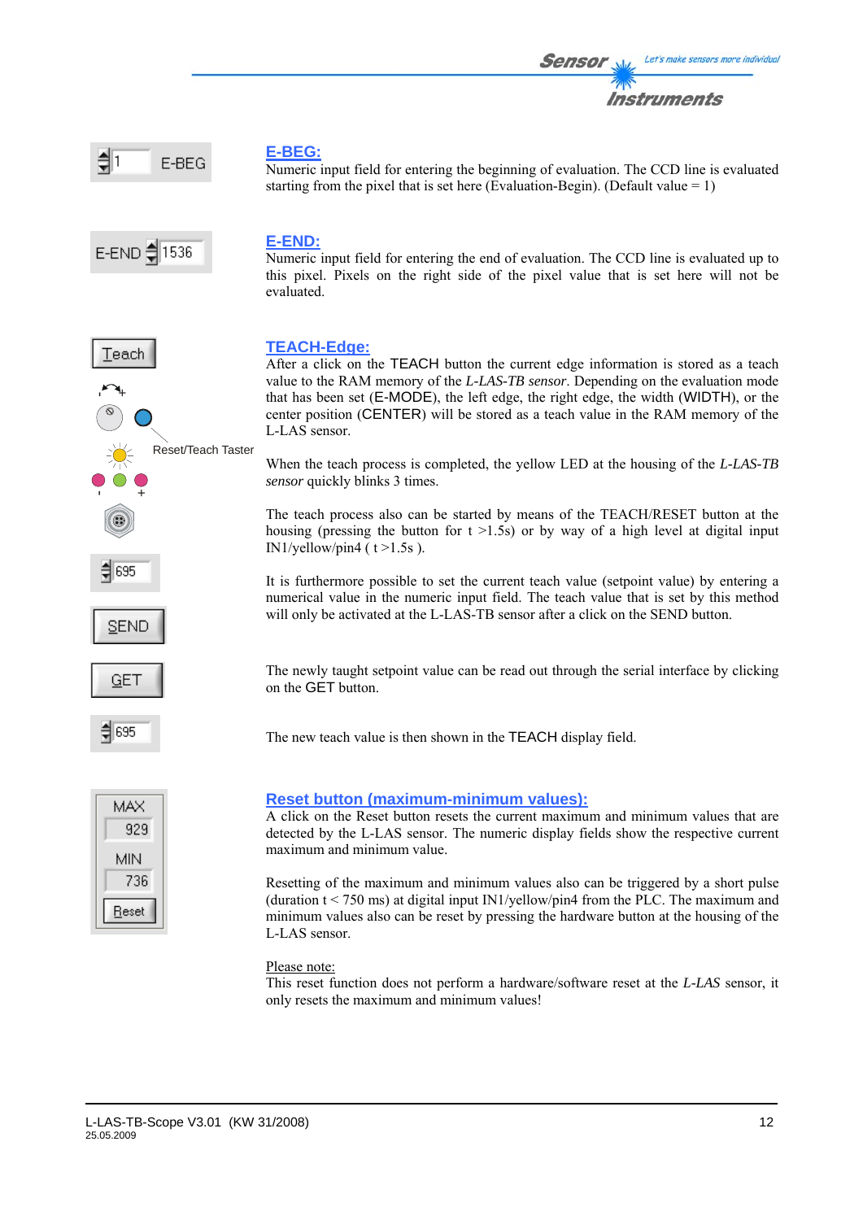E-BEG

## E-BEG:

Numeric input field for entering the beginning of evaluation. The CCD line is evaluated starting from the pixel that is set here (Evaluation-Begin). (Default value = 1)

E-END 1536

## E-END:

Numeric input field for entering the end of evaluation. The CCD line is evaluated up to this pixel. Pixels on the right side of the pixel value that is set here will not be evaluated.

Teach

Reset/Teach Taster

## TEACH-Edge:

After a click on the TEACH button the current edge information is stored as a teach value to the RAM memory of the *L-LAS-TB sensor*. Depending on the evaluation mode that has been set (E-MODE), the left edge, the right edge, the width (WIDTH), or the center position (CENTER) will be stored as a teach value in the RAM memory of the L-LAS sensor.

When the teach process is completed, the yellow LED at the housing of the *L-LAS-TB sensor* quickly blinks 3 times.

The teach process also can be started by means of the TEACH/RESET button at the housing (pressing the button for t >1.5s) or by way of a high level at digital input IN1/yellow/pin4 ( t >1.5s ).

695

It is furthermore possible to set the current teach value (setpoint value) by entering a numerical value in the numeric input field. The teach value that is set by this method will only be activated at the L-LAS-TB sensor after a click on the SEND button.

SEND

GET

The newly taught setpoint value can be read out through the serial interface by clicking on the GET button.

695

The new teach value is then shown in the TEACH display field.

MAX 929

MIN 736

Reset

## Reset button (maximum-minimum values):

A click on the Reset button resets the current maximum and minimum values that are detected by the L-LAS sensor. The numeric display fields show the respective current maximum and minimum value.

Resetting of the maximum and minimum values also can be triggered by a short pulse (duration t < 750 ms) at digital input IN1/yellow/pin4 from the PLC. The maximum and minimum values also can be reset by pressing the hardware button at the housing of the L-LAS sensor.

Please note:
This reset function does not perform a hardware/software reset at the *L-LAS* sensor, it only resets the maximum and minimum values!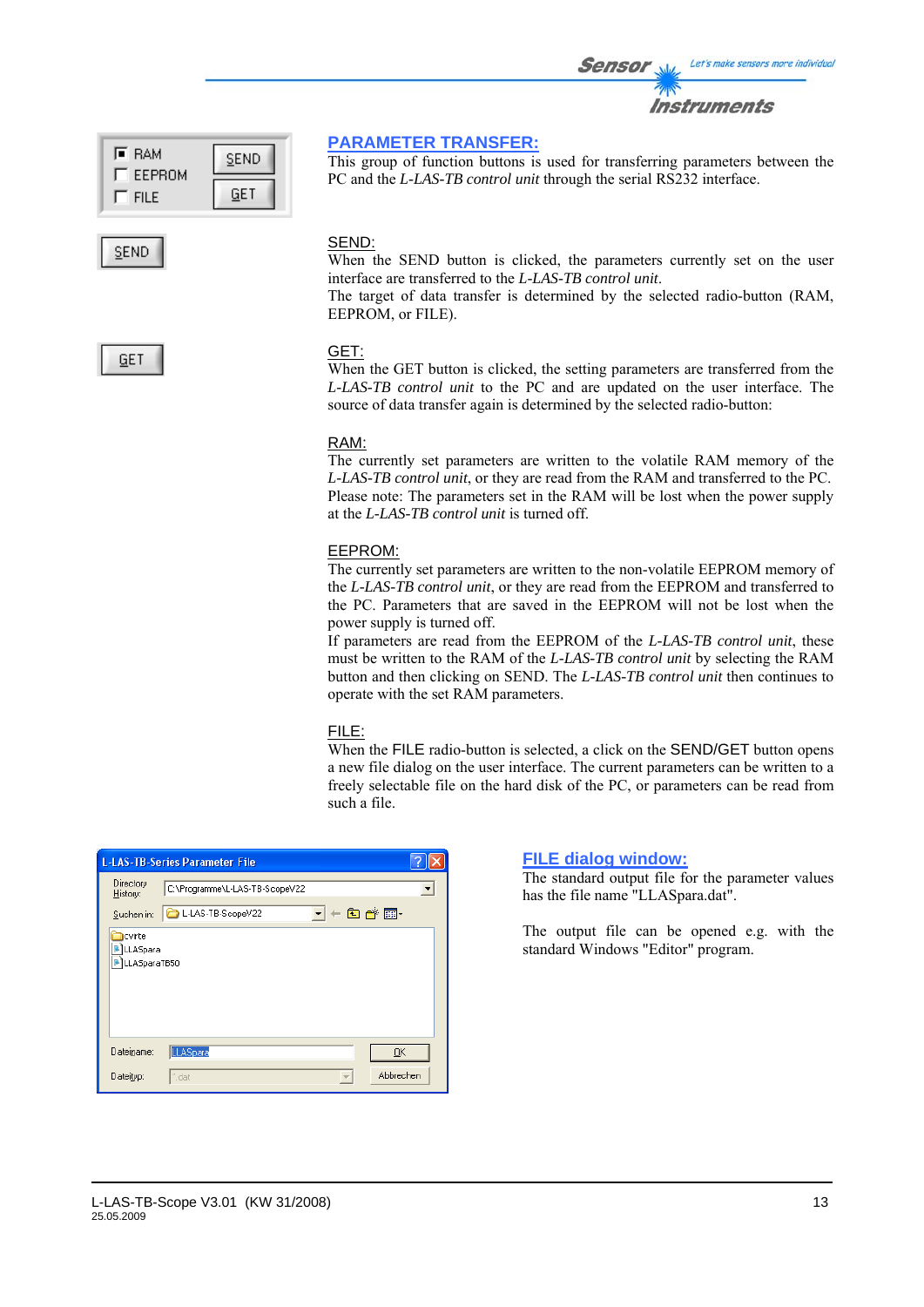## PARAMETER TRANSFER:

This group of function buttons is used for transferring parameters between the PC and the *L-LAS-TB control unit* through the serial RS232 interface.

### SEND:

When the SEND button is clicked, the parameters currently set on the user interface are transferred to the *L-LAS-TB control unit*.
The target of data transfer is determined by the selected radio-button (RAM, EEPROM, or FILE).

### GET:

When the GET button is clicked, the setting parameters are transferred from the *L-LAS-TB control unit* to the PC and are updated on the user interface. The source of data transfer again is determined by the selected radio-button:

### RAM:

The currently set parameters are written to the volatile RAM memory of the *L-LAS-TB control unit*, or they are read from the RAM and transferred to the PC.
Please note: The parameters set in the RAM will be lost when the power supply at the *L-LAS-TB control unit* is turned off.

### EEPROM:

The currently set parameters are written to the non-volatile EEPROM memory of the *L-LAS-TB control unit*, or they are read from the EEPROM and transferred to the PC. Parameters that are saved in the EEPROM will not be lost when the power supply is turned off.
If parameters are read from the EEPROM of the *L-LAS-TB control unit*, these must be written to the RAM of the *L-LAS-TB control unit* by selecting the RAM button and then clicking on SEND. The *L-LAS-TB control unit* then continues to operate with the set RAM parameters.

### FILE:

When the FILE radio-button is selected, a click on the SEND/GET button opens a new file dialog on the user interface. The current parameters can be written to a freely selectable file on the hard disk of the PC, or parameters can be read from such a file.

## FILE dialog window:

The standard output file for the parameter values has the file name "LLASpara.dat".

The output file can be opened e.g. with the standard Windows "Editor" program.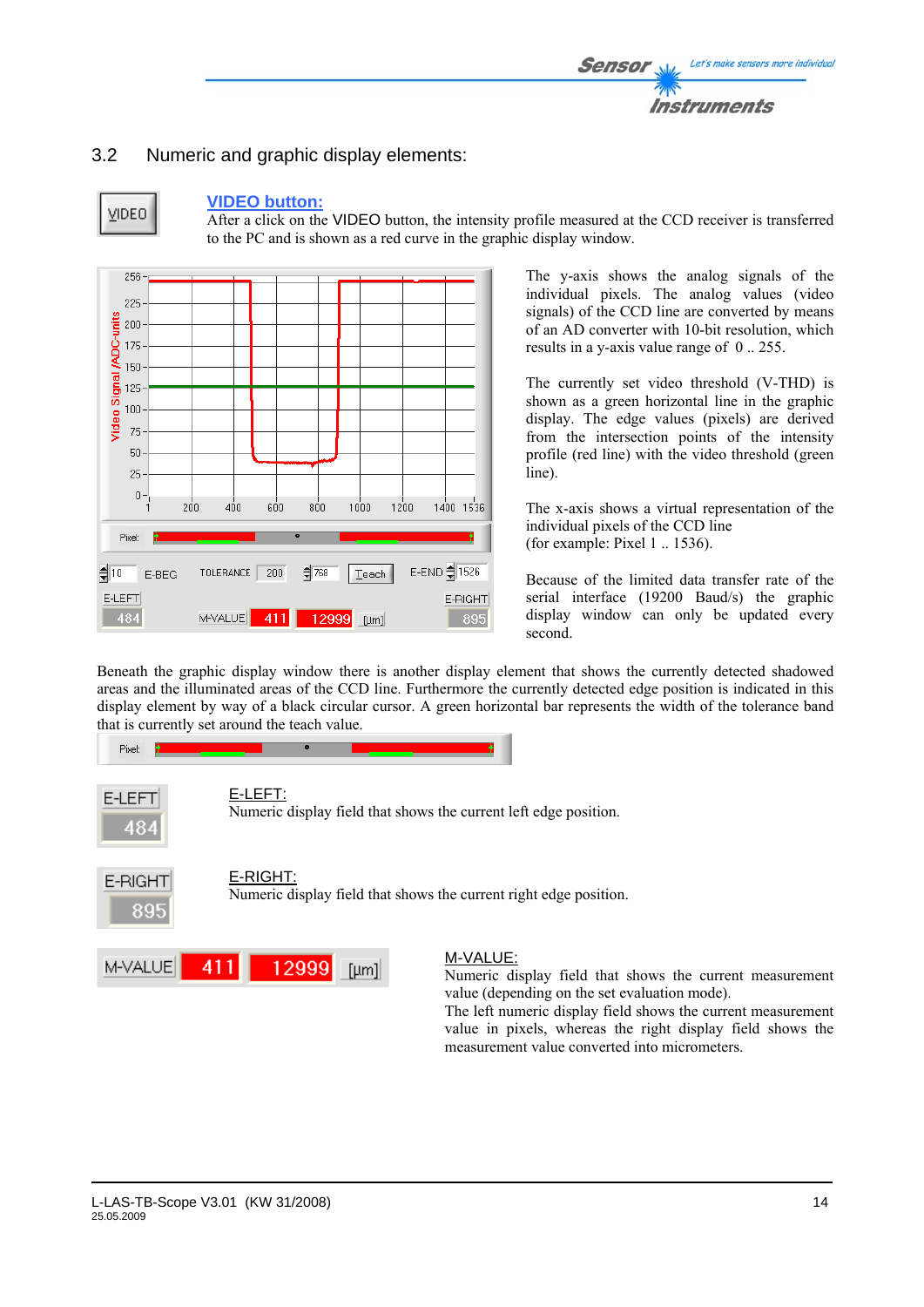## 3.2 Numeric and graphic display elements:

VIDEO

**VIDEO button:**
After a click on the VIDEO button, the intensity profile measured at the CCD receiver is transferred to the PC and is shown as a red curve in the graphic display window.

256
225
200
175
150
125
100
75
50
25
0
Video Signal /ADC-units
1
200
400
600
800
1000
1200
1400
1536
Pixel:
10
E-BEG
TOLERANCE
200
758
Teach
E-END
1526
E-LEFT
484
M-VALUE
411
12999
[µm]
E-RIGHT
895

The y-axis shows the analog signals of the individual pixels. The analog values (video signals) of the CCD line are converted by means of an AD converter with 10-bit resolution, which results in a y-axis value range of 0 .. 255.

The currently set video threshold (V-THD) is shown as a green horizontal line in the graphic display. The edge values (pixels) are derived from the intersection points of the intensity profile (red line) with the video threshold (green line).

The x-axis shows a virtual representation of the individual pixels of the CCD line (for example: Pixel 1 .. 1536).

Because of the limited data transfer rate of the serial interface (19200 Baud/s) the graphic display window can only be updated every second.

Beneath the graphic display window there is another display element that shows the currently detected shadowed areas and the illuminated areas of the CCD line. Furthermore the currently detected edge position is indicated in this display element by way of a black circular cursor. A green horizontal bar represents the width of the tolerance band that is currently set around the teach value.

Pixel:

E-LEFT
484

**E-LEFT:**
Numeric display field that shows the current left edge position.

E-RIGHT
895

**E-RIGHT:**
Numeric display field that shows the current right edge position.

M-VALUE
411
12999
[µm]

**M-VALUE:**
Numeric display field that shows the current measurement value (depending on the set evaluation mode).
The left numeric display field shows the current measurement value in pixels, whereas the right display field shows the measurement value converted into micrometers.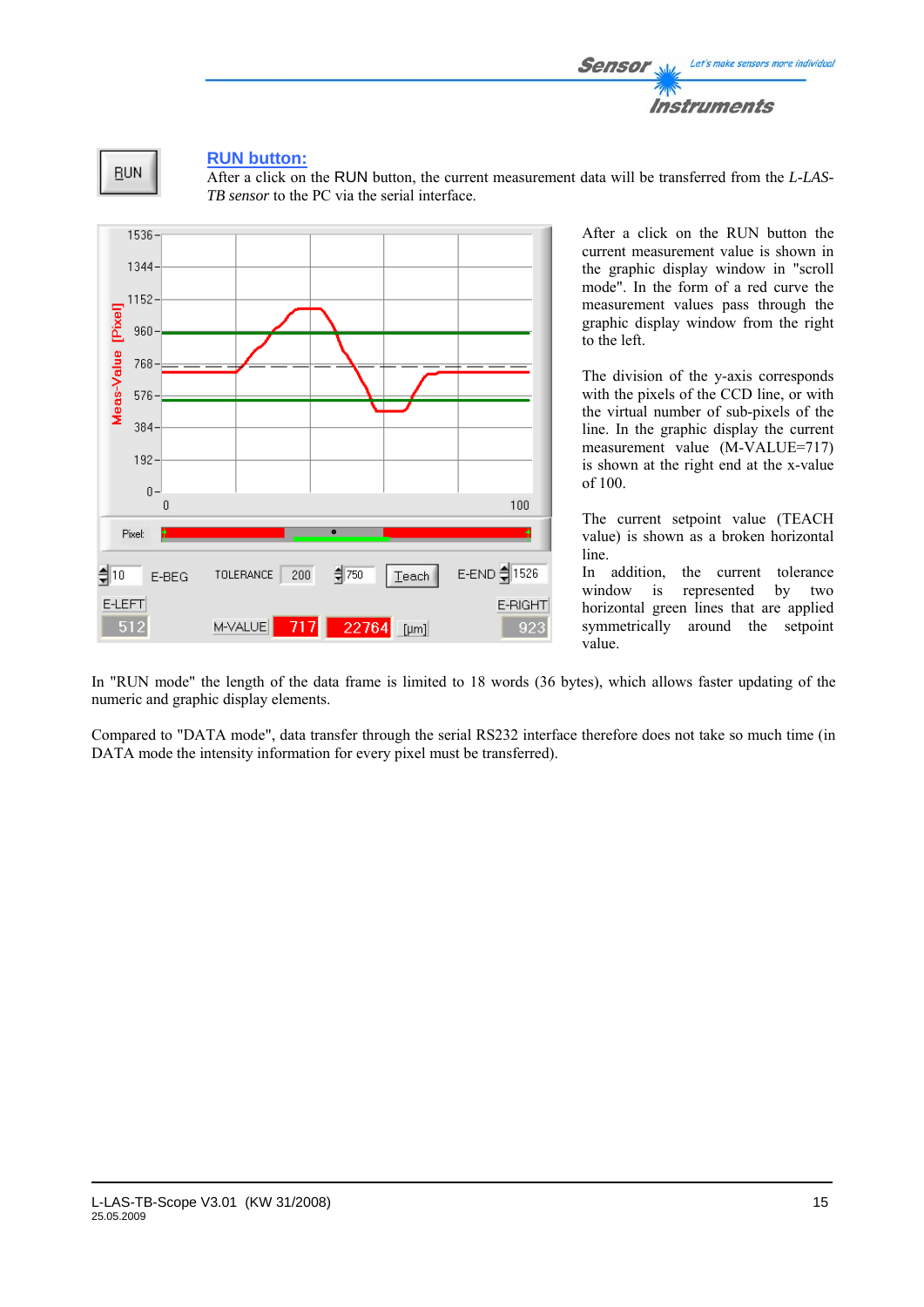RUN

## RUN button:

After a click on the RUN button, the current measurement data will be transferred from the *L-LAS-TB sensor* to the PC via the serial interface.

1536
1344
1152
960
768
576
384
192
0
Meas-Value [Pixel]
0
100
Pixel:
10 E-BEG TOLERANCE 200 750 Teach E-END 1526
E-LEFT E-RIGHT
512 M-VALUE 717 22764 [µm] 923

After a click on the RUN button the current measurement value is shown in the graphic display window in "scroll mode". In the form of a red curve the measurement values pass through the graphic display window from the right to the left.

The division of the y-axis corresponds with the pixels of the CCD line, or with the virtual number of sub-pixels of the line. In the graphic display the current measurement value (M-VALUE=717) is shown at the right end at the x-value of 100.

The current setpoint value (TEACH value) is shown as a broken horizontal line.
In addition, the current tolerance window is represented by two horizontal green lines that are applied symmetrically around the setpoint value.

In "RUN mode" the length of the data frame is limited to 18 words (36 bytes), which allows faster updating of the numeric and graphic display elements.

Compared to "DATA mode", data transfer through the serial RS232 interface therefore does not take so much time (in DATA mode the intensity information for every pixel must be transferred).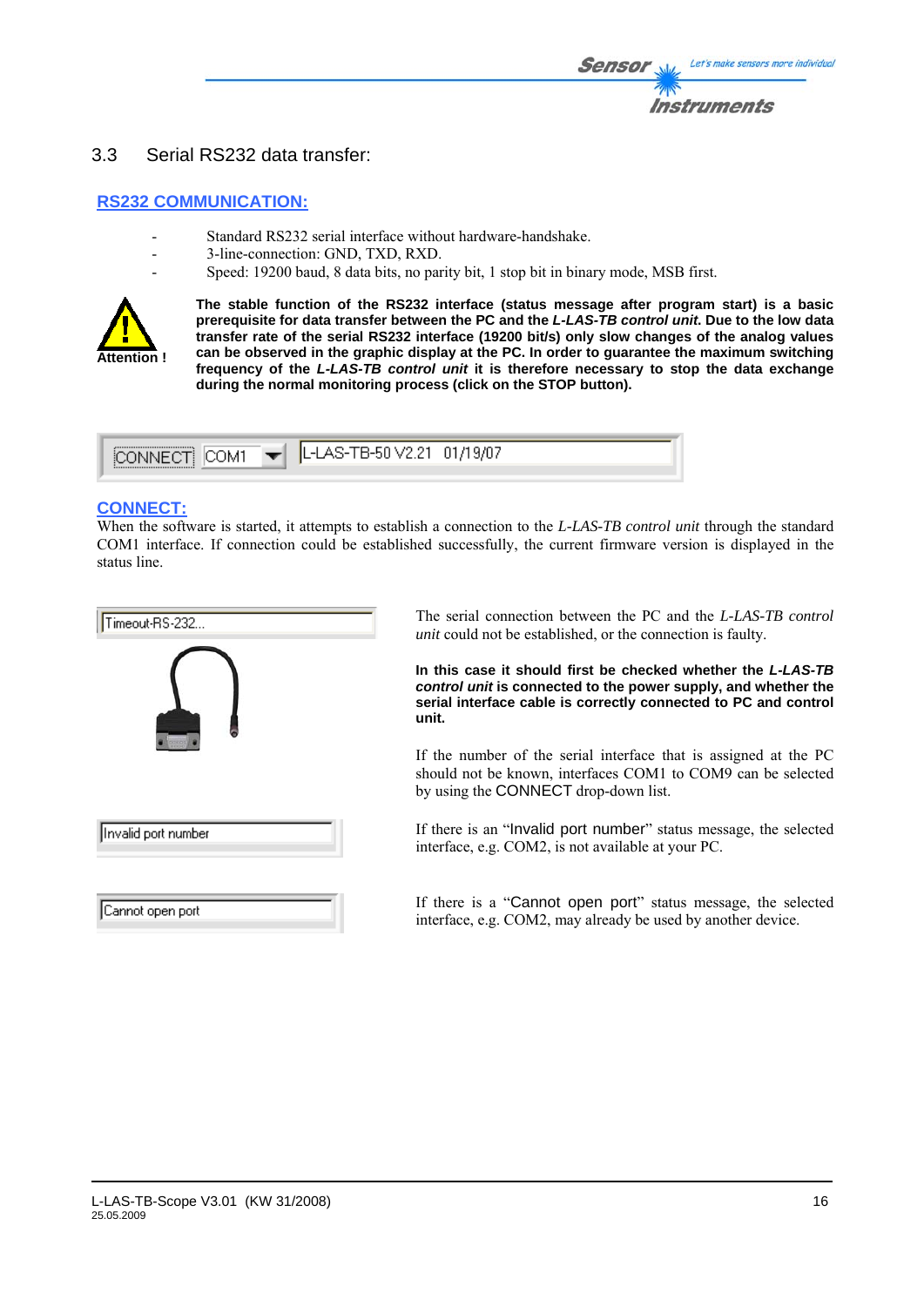## 3.3 Serial RS232 data transfer:

### RS232 COMMUNICATION:

- Standard RS232 serial interface without hardware-handshake.
- 3-line-connection: GND, TXD, RXD.
- Speed: 19200 baud, 8 data bits, no parity bit, 1 stop bit in binary mode, MSB first.

Attention !

**The stable function of the RS232 interface (status message after program start) is a basic prerequisite for data transfer between the PC and the *L-LAS-TB control unit*. Due to the low data transfer rate of the serial RS232 interface (19200 bit/s) only slow changes of the analog values can be observed in the graphic display at the PC. In order to guarantee the maximum switching frequency of the *L-LAS-TB control unit* it is therefore necessary to stop the data exchange during the normal monitoring process (click on the STOP button).**

CONNECT COM1 L-LAS-TB-50 V2.21 01/19/07

### CONNECT:

When the software is started, it attempts to establish a connection to the *L-LAS-TB control unit* through the standard COM1 interface. If connection could be established successfully, the current firmware version is displayed in the status line.

Timeout-RS-232...

The serial connection between the PC and the *L-LAS-TB control unit* could not be established, or the connection is faulty.

**In this case it should first be checked whether the *L-LAS-TB control unit* is connected to the power supply, and whether the serial interface cable is correctly connected to PC and control unit.**

If the number of the serial interface that is assigned at the PC should not be known, interfaces COM1 to COM9 can be selected by using the CONNECT drop-down list.

Invalid port number

If there is an "Invalid port number" status message, the selected interface, e.g. COM2, is not available at your PC.

Cannot open port

If there is a "Cannot open port" status message, the selected interface, e.g. COM2, may already be used by another device.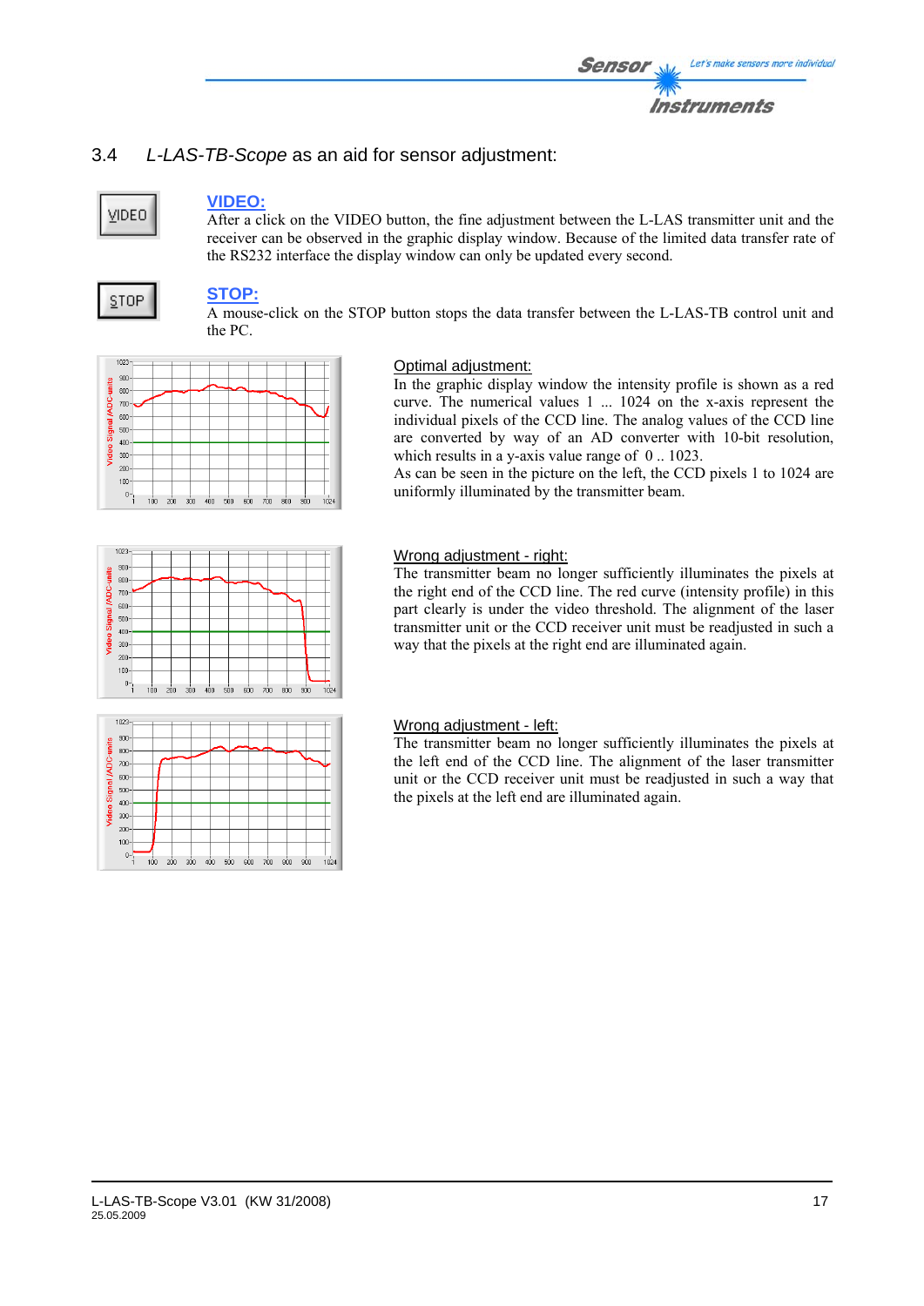## 3.4 *L-LAS-TB-Scope* as an aid for sensor adjustment:

VIDEO

**VIDEO:**
After a click on the VIDEO button, the fine adjustment between the L-LAS transmitter unit and the receiver can be observed in the graphic display window. Because of the limited data transfer rate of the RS232 interface the display window can only be updated every second.

STOP

**STOP:**
A mouse-click on the STOP button stops the data transfer between the L-LAS-TB control unit and the PC.

Optimal adjustment:
In the graphic display window the intensity profile is shown as a red curve. The numerical values 1 ... 1024 on the x-axis represent the individual pixels of the CCD line. The analog values of the CCD line are converted by way of an AD converter with 10-bit resolution, which results in a y-axis value range of 0 .. 1023.
As can be seen in the picture on the left, the CCD pixels 1 to 1024 are uniformly illuminated by the transmitter beam.

Wrong adjustment - right:
The transmitter beam no longer sufficiently illuminates the pixels at the right end of the CCD line. The red curve (intensity profile) in this part clearly is under the video threshold. The alignment of the laser transmitter unit or the CCD receiver unit must be readjusted in such a way that the pixels at the right end are illuminated again.

Wrong adjustment - left:
The transmitter beam no longer sufficiently illuminates the pixels at the left end of the CCD line. The alignment of the laser transmitter unit or the CCD receiver unit must be readjusted in such a way that the pixels at the left end are illuminated again.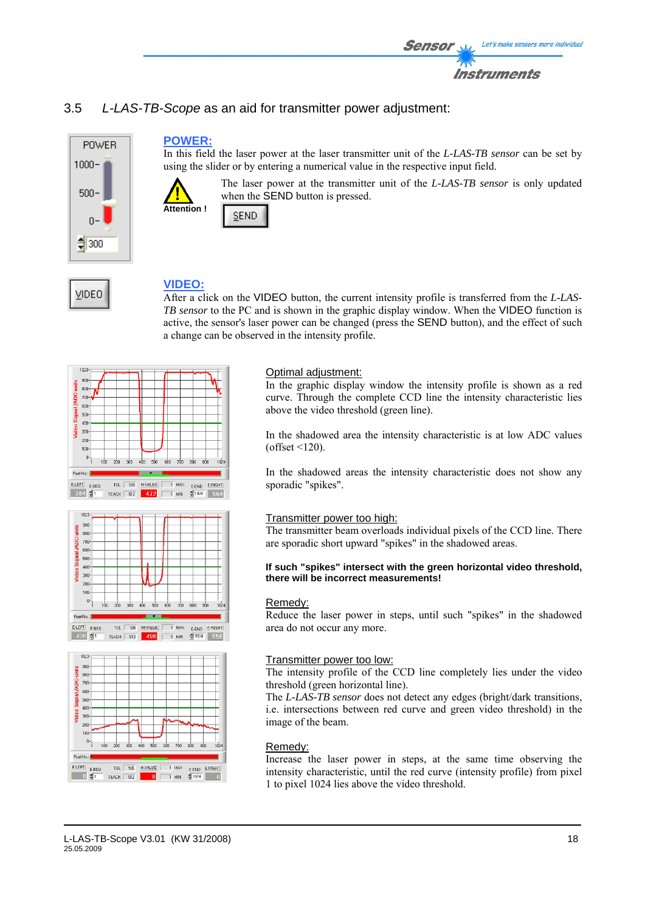## 3.5 *L-LAS-TB-Scope* as an aid for transmitter power adjustment:

POWER
1000–
500–
0–
300

**POWER:**
In this field the laser power at the laser transmitter unit of the *L-LAS-TB sensor* can be set by using the slider or by entering a numerical value in the respective input field.

**Attention !**

The laser power at the transmitter unit of the *L-LAS-TB sensor* is only updated when the SEND button is pressed.

SEND

VIDEO

**VIDEO:**
After a click on the VIDEO button, the current intensity profile is transferred from the *L-LAS-TB sensor* to the PC and is shown in the graphic display window. When the VIDEO function is active, the sensor's laser power can be changed (press the SEND button), and the effect of such a change can be observed in the intensity profile.

Optimal adjustment:
In the graphic display window the intensity profile is shown as a red curve. Through the complete CCD line the intensity characteristic lies above the video threshold (green line).

In the shadowed area the intensity characteristic is at low ADC values (offset <120).

In the shadowed areas the intensity characteristic does not show any sporadic "spikes".

Transmitter power too high:
The transmitter beam overloads individual pixels of the CCD line. There are sporadic short upward "spikes" in the shadowed areas.

**If such "spikes" intersect with the green horizontal video threshold, there will be incorrect measurements!**

Remedy:
Reduce the laser power in steps, until such "spikes" in the shadowed area do not occur any more.

Transmitter power too low:
The intensity profile of the CCD line completely lies under the video threshold (green horizontal line).
The *L-LAS-TB sensor* does not detect any edges (bright/dark transitions, i.e. intersections between red curve and green video threshold) in the image of the beam.

Remedy:
Increase the laser power in steps, at the same time observing the intensity characteristic, until the red curve (intensity profile) from pixel 1 to pixel 1024 lies above the video threshold.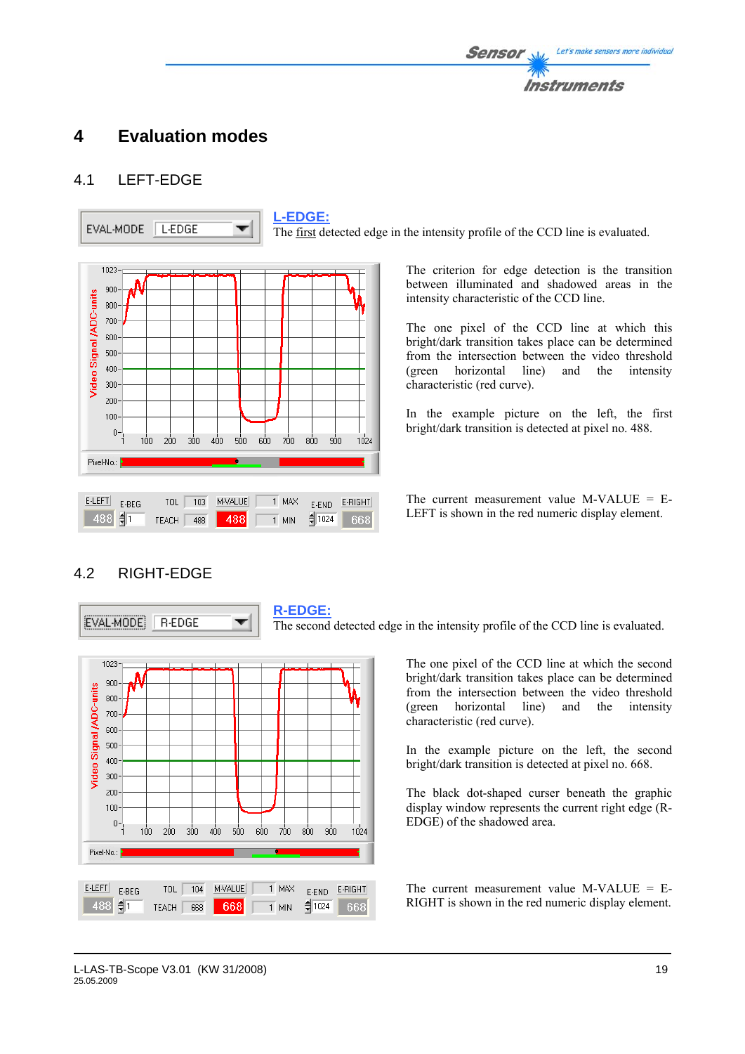# 4 Evaluation modes

## 4.1 LEFT-EDGE

EVAL-MODE L-EDGE

**L-EDGE:**
The first detected edge in the intensity profile of the CCD line is evaluated.

Video Signal /ADC-units
1023
900
800
700
600
500
400
300
200
100
0
1 100 200 300 400 500 600 700 800 900 1024
Pixel-No.:

The criterion for edge detection is the transition between illuminated and shadowed areas in the intensity characteristic of the CCD line.

The one pixel of the CCD line at which this bright/dark transition takes place can be determined from the intersection between the video threshold (green horizontal line) and the intensity characteristic (red curve).

In the example picture on the left, the first bright/dark transition is detected at pixel no. 488.

E-LEFT 488 E-BEG 1 TOL 103 TEACH 488 M-VALUE 488 1 MAX 1 MIN E-END 1024 E-RIGHT 668

The current measurement value M-VALUE = E-LEFT is shown in the red numeric display element.

## 4.2 RIGHT-EDGE

EVAL-MODE R-EDGE

**R-EDGE:**
The second detected edge in the intensity profile of the CCD line is evaluated.

Video Signal /ADC-units
1023
900
800
700
600
500
400
300
200
100
0
1 100 200 300 400 500 600 700 800 900 1024
Pixel-No.:

The one pixel of the CCD line at which the second bright/dark transition takes place can be determined from the intersection between the video threshold (green horizontal line) and the intensity characteristic (red curve).

In the example picture on the left, the second bright/dark transition is detected at pixel no. 668.

The black dot-shaped curser beneath the graphic display window represents the current right edge (R-EDGE) of the shadowed area.

E-LEFT 488 E-BEG 1 TOL 104 TEACH 668 M-VALUE 668 1 MAX 1 MIN E-END 1024 E-RIGHT 668

The current measurement value M-VALUE = E-RIGHT is shown in the red numeric display element.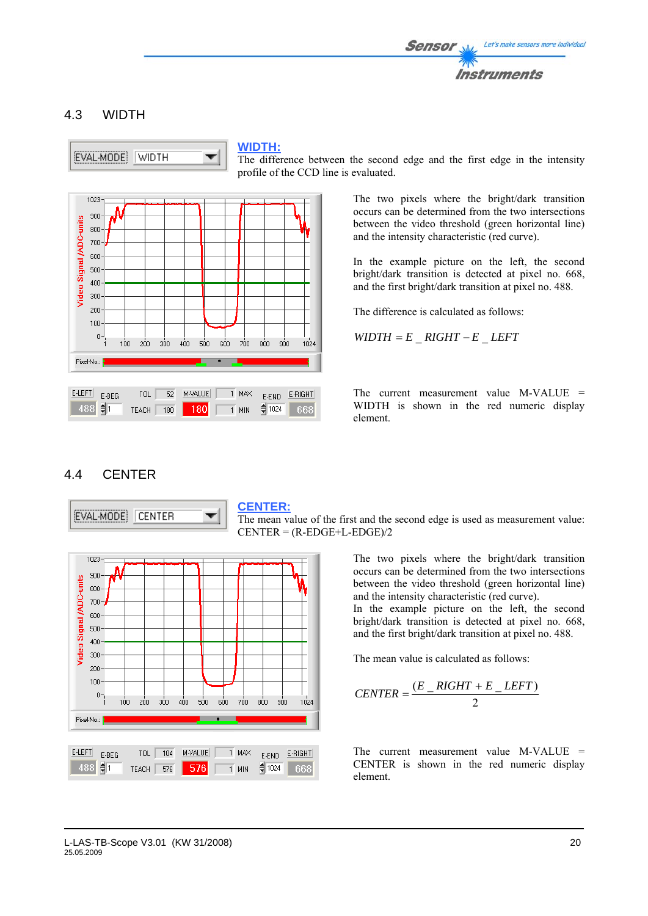## 4.3 WIDTH

EVAL-MODE WIDTH

**WIDTH:**
The difference between the second edge and the first edge in the intensity profile of the CCD line is evaluated.

1023
900
800
700
600
500
400
300
200
100
0
Video Signal /ADC-units
1 100 200 300 400 500 600 700 800 900 1024
Pixel-No.:

E-LEFT 488 E-BEG 1 TOL 52 TEACH 180 M-VALUE 180 1 MAX 1 MIN E-END 1024 E-RIGHT 668

The two pixels where the bright/dark transition occurs can be determined from the two intersections between the video threshold (green horizontal line) and the intensity characteristic (red curve).

In the example picture on the left, the second bright/dark transition is detected at pixel no. 668, and the first bright/dark transition at pixel no. 488.

The difference is calculated as follows:

$$WIDTH = E\_RIGHT - E\_LEFT$$

The current measurement value M-VALUE = WIDTH is shown in the red numeric display element.

## 4.4 CENTER

EVAL-MODE CENTER

**CENTER:**
The mean value of the first and the second edge is used as measurement value: CENTER = (R-EDGE+L-EDGE)/2

1023
900
800
700
600
500
400
300
200
100
0
Video Signal /ADC-units
1 100 200 300 400 500 600 700 800 900 1024
Pixel-No.:

E-LEFT 488 E-BEG 1 TOL 104 TEACH 576 M-VALUE 576 1 MAX 1 MIN E-END 1024 E-RIGHT 668

The two pixels where the bright/dark transition occurs can be determined from the two intersections between the video threshold (green horizontal line) and the intensity characteristic (red curve).
In the example picture on the left, the second bright/dark transition is detected at pixel no. 668, and the first bright/dark transition at pixel no. 488.

The mean value is calculated as follows:

$$CENTER = \frac{(E\_RIGHT + E\_LEFT)}{2}$$

The current measurement value M-VALUE = CENTER is shown in the red numeric display element.

L-LAS-TB-Scope V3.01 (KW 31/2008)
25.05.2009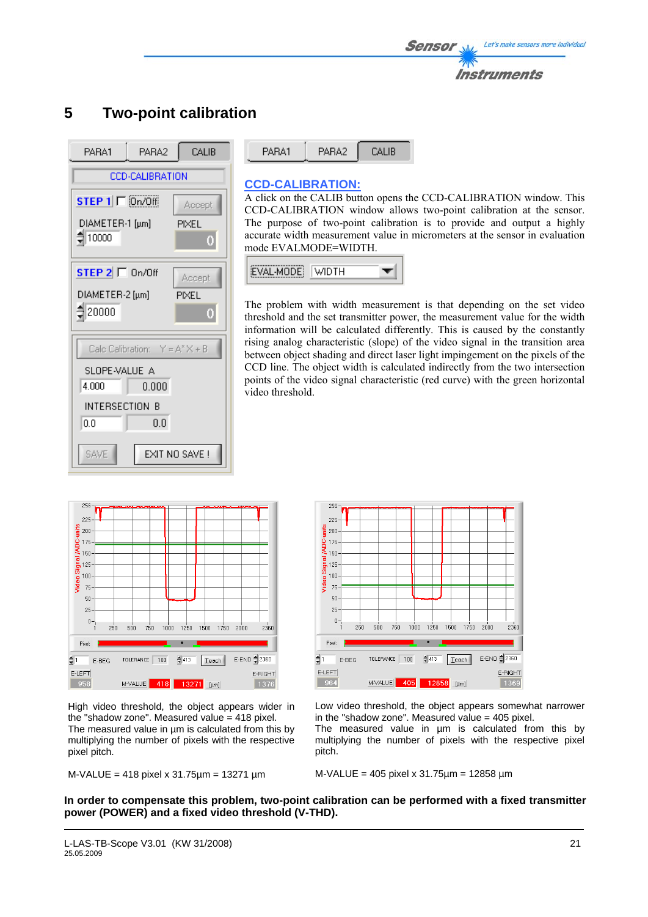# 5 Two-point calibration

PARA1 PARA2 CALIB

CCD-CALIBRATION

STEP 1 On/Off Accept

DIAMETER-1 [µm] PIXEL

10000 0

STEP 2 On/Off Accept

DIAMETER-2 [µm] PIXEL

20000 0

Calc Calibration: Y = A*X + B

SLOPE-VALUE A

4.000 0.000

INTERSECTION B

0.0 0.0

SAVE EXIT NO SAVE !

PARA1 PARA2 CALIB

**CCD-CALIBRATION:**

A click on the CALIB button opens the CCD-CALIBRATION window. This CCD-CALIBRATION window allows two-point calibration at the sensor. The purpose of two-point calibration is to provide and output a highly accurate width measurement value in micrometers at the sensor in evaluation mode EVALMODE=WIDTH.

EVAL-MODE WIDTH

The problem with width measurement is that depending on the set video threshold and the set transmitter power, the measurement value for the width information will be calculated differently. This is caused by the constantly rising analog characteristic (slope) of the video signal in the transition area between object shading and direct laser light impingement on the pixels of the CCD line. The object width is calculated indirectly from the two intersection points of the video signal characteristic (red curve) with the green horizontal video threshold.

High video threshold, the object appears wider in the "shadow zone". Measured value = 418 pixel.
The measured value in µm is calculated from this by multiplying the number of pixels with the respective pixel pitch.

M-VALUE = 418 pixel x 31.75µm = 13271 µm

Low video threshold, the object appears somewhat narrower in the "shadow zone". Measured value = 405 pixel.
The measured value in µm is calculated from this by multiplying the number of pixels with the respective pixel pitch.

M-VALUE = 405 pixel x 31.75µm = 12858 µm

**In order to compensate this problem, two-point calibration can be performed with a fixed transmitter power (POWER) and a fixed video threshold (V-THD).**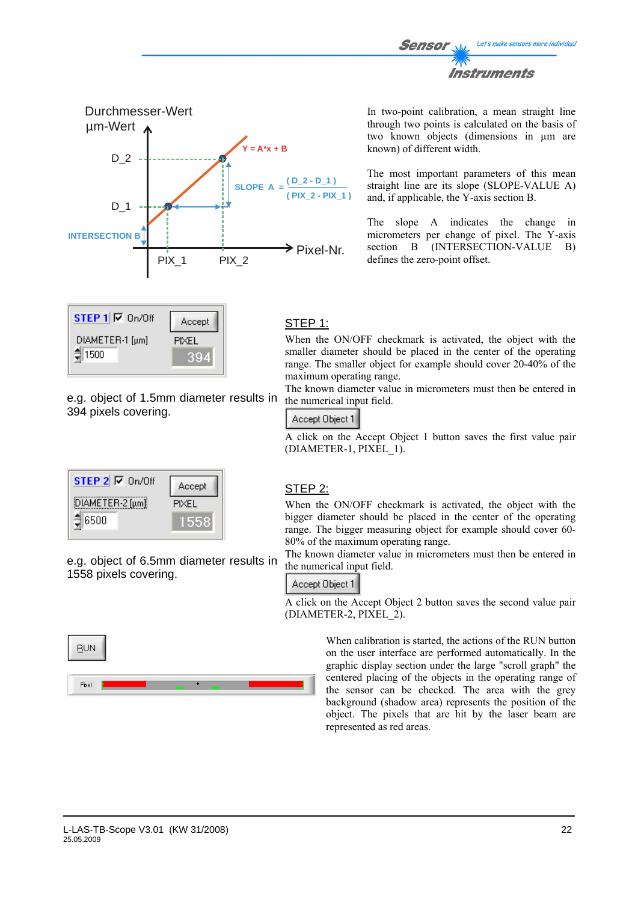Durchmesser-Wert
µm-Wert

D_2

D_1

INTERSECTION B

PIX_1 PIX_2

Pixel-Nr.

Y = A*x + B

SLOPE A = ( D_2 - D_1 ) / ( PIX_2 - PIX_1 )

In two-point calibration, a mean straight line through two points is calculated on the basis of two known objects (dimensions in µm are known) of different width.

The most important parameters of this mean straight line are its slope (SLOPE-VALUE A) and, if applicable, the Y-axis section B.

The slope A indicates the change in micrometers per change of pixel. The Y-axis section B (INTERSECTION-VALUE B) defines the zero-point offset.

STEP 1 On/Off Accept

DIAMETER-1 [µm] PIXEL

1500 394

e.g. object of 1.5mm diameter results in 394 pixels covering.

## STEP 1:

When the ON/OFF checkmark is activated, the object with the smaller diameter should be placed in the center of the operating range. The smaller object for example should cover 20-40% of the maximum operating range.
The known diameter value in micrometers must then be entered in the numerical input field.

Accept Object 1

A click on the Accept Object 1 button saves the first value pair (DIAMETER-1, PIXEL_1).

STEP 2 On/Off Accept

DIAMETER-2 [µm] PIXEL

6500 1558

e.g. object of 6.5mm diameter results in 1558 pixels covering.

## STEP 2:

When the ON/OFF checkmark is activated, the object with the bigger diameter should be placed in the center of the operating range. The bigger measuring object for example should cover 60-80% of the maximum operating range.
The known diameter value in micrometers must then be entered in the numerical input field.

Accept Object 1

A click on the Accept Object 2 button saves the second value pair (DIAMETER-2, PIXEL_2).

RUN

Pixel

When calibration is started, the actions of the RUN button on the user interface are performed automatically. In the graphic display section under the large "scroll graph" the centered placing of the objects in the operating range of the sensor can be checked. The area with the grey background (shadow area) represents the position of the object. The pixels that are hit by the laser beam are represented as red areas.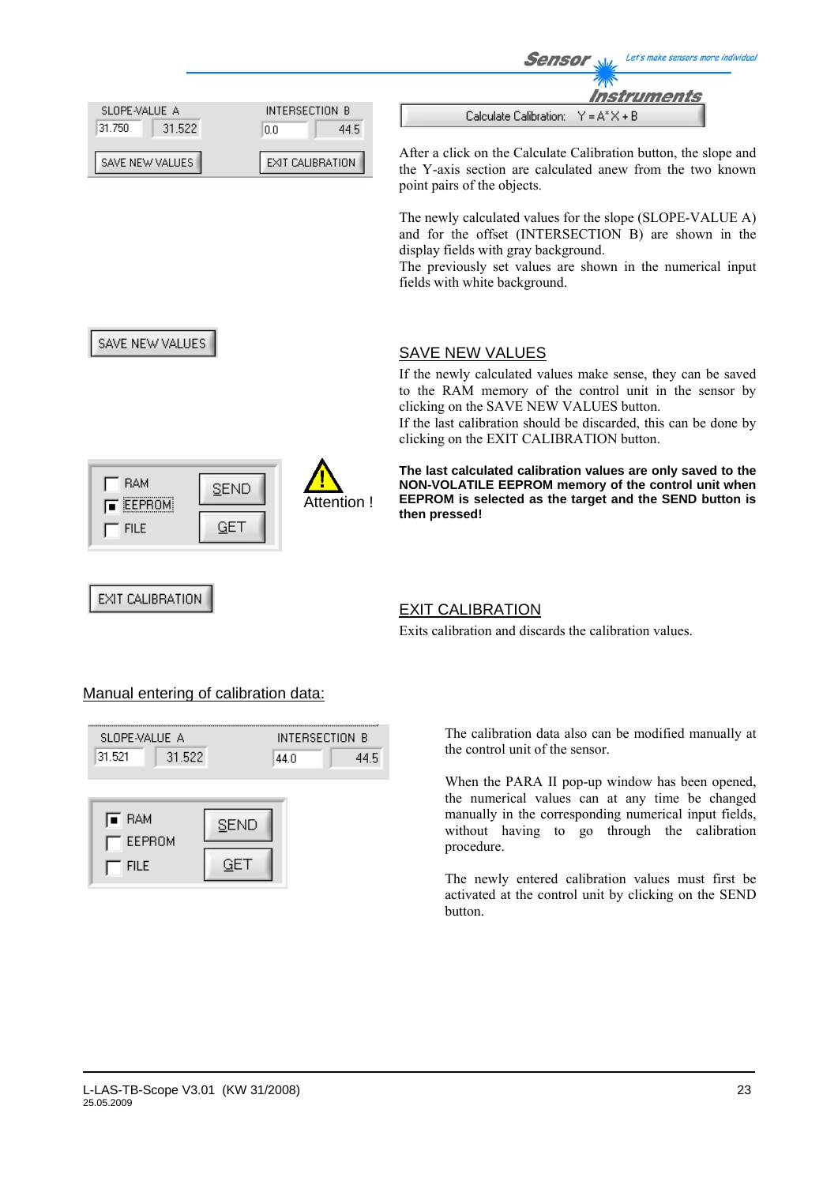| SLOPE-VALUE A | | INTERSECTION B | |
|---|---|---|---|
| 31.750 | 31.522 | 0.0 | 44.5 |
| SAVE NEW VALUES | | EXIT CALIBRATION | |

Calculate Calibration: Y = A*X + B

After a click on the Calculate Calibration button, the slope and the Y-axis section are calculated anew from the two known point pairs of the objects.

The newly calculated values for the slope (SLOPE-VALUE A) and for the offset (INTERSECTION B) are shown in the display fields with gray background.
The previously set values are shown in the numerical input fields with white background.

SAVE NEW VALUES

## SAVE NEW VALUES

If the newly calculated values make sense, they can be saved to the RAM memory of the control unit in the sensor by clicking on the SAVE NEW VALUES button.
If the last calibration should be discarded, this can be done by clicking on the EXIT CALIBRATION button.

RAM / EEPROM (selected) / FILE — SEND / GET

Attention !

**The last calculated calibration values are only saved to the NON-VOLATILE EEPROM memory of the control unit when EEPROM is selected as the target and the SEND button is then pressed!**

EXIT CALIBRATION

## EXIT CALIBRATION

Exits calibration and discards the calibration values.

## Manual entering of calibration data:

| SLOPE-VALUE A | | INTERSECTION B | |
|---|---|---|---|
| 31.521 | 31.522 | 44.0 | 44.5 |

RAM (selected) / EEPROM / FILE — SEND / GET

The calibration data also can be modified manually at the control unit of the sensor.

When the PARA II pop-up window has been opened, the numerical values can at any time be changed manually in the corresponding numerical input fields, without having to go through the calibration procedure.

The newly entered calibration values must first be activated at the control unit by clicking on the SEND button.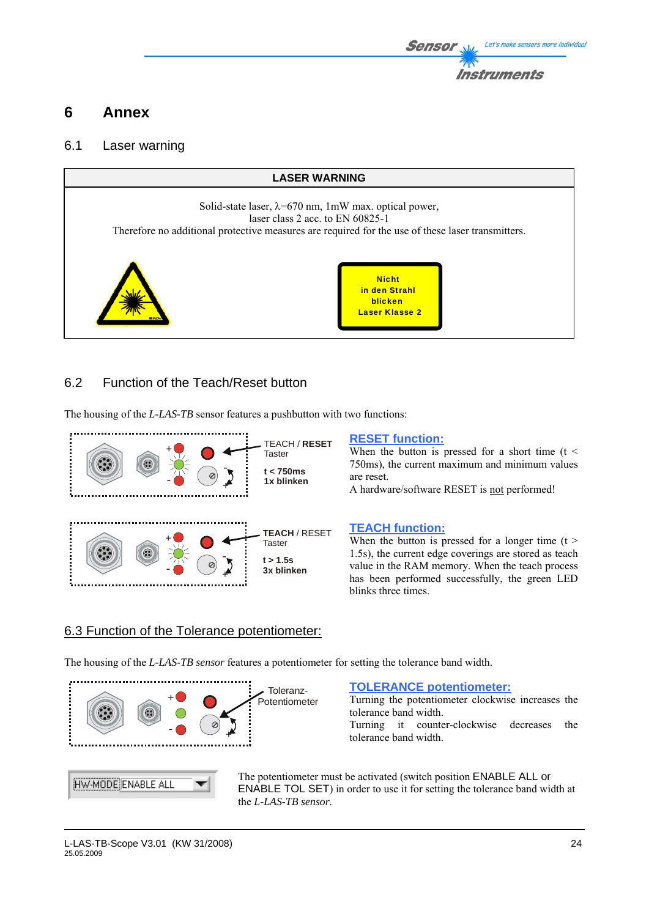# 6 Annex

## 6.1 Laser warning

| LASER WARNING |
|---|
| Solid-state laser, λ=670 nm, 1mW max. optical power, laser class 2 acc. to EN 60825-1 Therefore no additional protective measures are required for the use of these laser transmitters. |

Nicht
in den Strahl
blicken
Laser Klasse 2

## 6.2 Function of the Teach/Reset button

The housing of the *L-LAS-TB* sensor features a pushbutton with two functions:

TEACH / **RESET**
Taster

**t < 750ms**
**1x blinken**

**RESET function:**
When the button is pressed for a short time (t < 750ms), the current maximum and minimum values are reset.
A hardware/software RESET is not performed!

**TEACH** / RESET
Taster

**t > 1.5s**
**3x blinken**

**TEACH function:**
When the button is pressed for a longer time (t > 1.5s), the current edge coverings are stored as teach value in the RAM memory. When the teach process has been performed successfully, the green LED blinks three times.

## 6.3 Function of the Tolerance potentiometer:

The housing of the *L-LAS-TB sensor* features a potentiometer for setting the tolerance band width.

Toleranz-
Potentiometer

**TOLERANCE potentiometer:**
Turning the potentiometer clockwise increases the tolerance band width.
Turning it counter-clockwise decreases the tolerance band width.

HW-MODE ENABLE ALL

The potentiometer must be activated (switch position ENABLE ALL or ENABLE TOL SET) in order to use it for setting the tolerance band width at the *L-LAS-TB sensor*.

L-LAS-TB-Scope V3.01 (KW 31/2008)
25.05.2009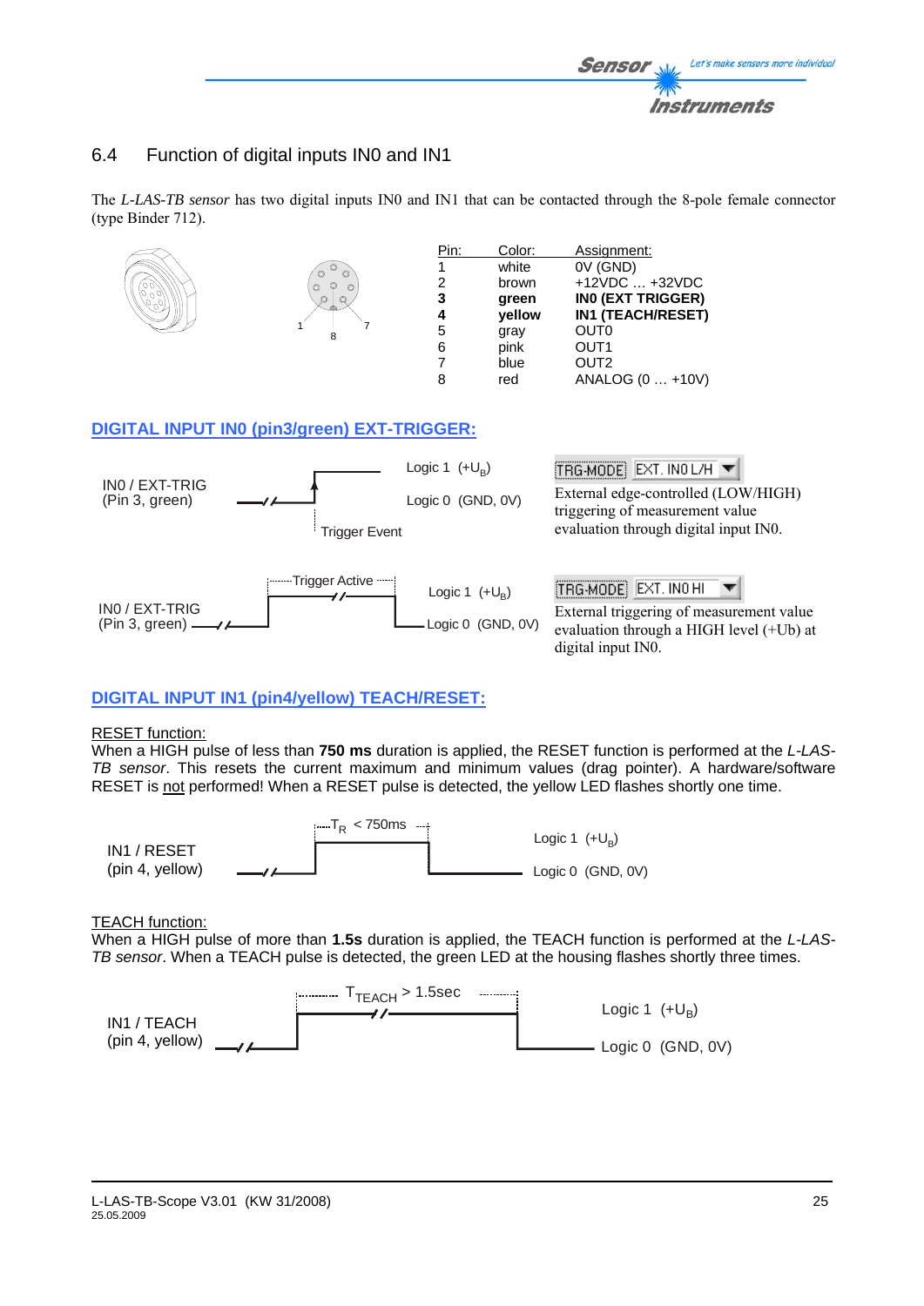## 6.4 Function of digital inputs IN0 and IN1

The *L-LAS-TB sensor* has two digital inputs IN0 and IN1 that can be contacted through the 8-pole female connector (type Binder 712).

1 7
8

| Pin: | Color: | Assignment: |
|---|---|---|
| 1 | white | 0V (GND) |
| 2 | brown | +12VDC … +32VDC |
| **3** | **green** | **IN0 (EXT TRIGGER)** |
| **4** | **yellow** | **IN1 (TEACH/RESET)** |
| 5 | gray | OUT0 |
| 6 | pink | OUT1 |
| 7 | blue | OUT2 |
| 8 | red | ANALOG (0 … +10V) |

### DIGITAL INPUT IN0 (pin3/green) EXT-TRIGGER:

IN0 / EXT-TRIG
(Pin 3, green)

Logic 1 ($+U_B$)

Logic 0 (GND, 0V)

Trigger Event

TRG-MODE EXT. IN0 L/H

External edge-controlled (LOW/HIGH) triggering of measurement value evaluation through digital input IN0.

IN0 / EXT-TRIG
(Pin 3, green)

Trigger Active

Logic 1 ($+U_B$)

Logic 0 (GND, 0V)

TRG-MODE EXT. IN0 HI

External triggering of measurement value evaluation through a HIGH level (+Ub) at digital input IN0.

### DIGITAL INPUT IN1 (pin4/yellow) TEACH/RESET:

RESET function:

When a HIGH pulse of less than **750 ms** duration is applied, the RESET function is performed at the *L-LAS-TB sensor*. This resets the current maximum and minimum values (drag pointer). A hardware/software RESET is not performed! When a RESET pulse is detected, the yellow LED flashes shortly one time.

IN1 / RESET
(pin 4, yellow)

$T_R$ < 750ms

Logic 1 ($+U_B$)

Logic 0 (GND, 0V)

TEACH function:

When a HIGH pulse of more than **1.5s** duration is applied, the TEACH function is performed at the *L-LAS-TB sensor*. When a TEACH pulse is detected, the green LED at the housing flashes shortly three times.

IN1 / TEACH
(pin 4, yellow)

$T_{TEACH}$ > 1.5sec

Logic 1 ($+U_B$)

Logic 0 (GND, 0V)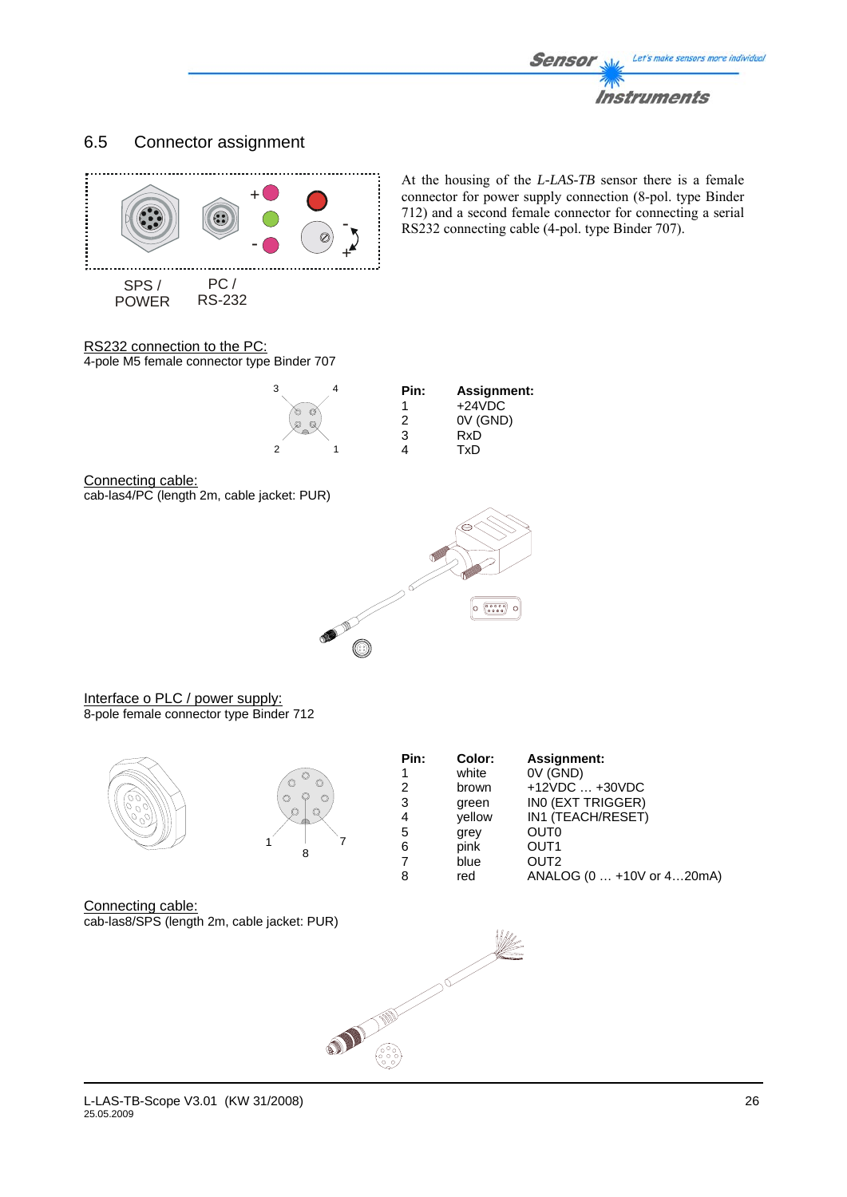## 6.5 Connector assignment

SPS / POWER

PC / RS-232

At the housing of the *L-LAS-TB* sensor there is a female connector for power supply connection (8-pol. type Binder 712) and a second female connector for connecting a serial RS232 connecting cable (4-pol. type Binder 707).

RS232 connection to the PC:
4-pole M5 female connector type Binder 707

| Pin: | Assignment: |
|---|---|
| 1 | +24VDC |
| 2 | 0V (GND) |
| 3 | RxD |
| 4 | TxD |

Connecting cable:
cab-las4/PC (length 2m, cable jacket: PUR)

Interface o PLC / power supply:
8-pole female connector type Binder 712

| Pin: | Color: | Assignment: |
|---|---|---|
| 1 | white | 0V (GND) |
| 2 | brown | +12VDC … +30VDC |
| 3 | green | IN0 (EXT TRIGGER) |
| 4 | yellow | IN1 (TEACH/RESET) |
| 5 | grey | OUT0 |
| 6 | pink | OUT1 |
| 7 | blue | OUT2 |
| 8 | red | ANALOG (0 … +10V or 4…20mA) |

Connecting cable:
cab-las8/SPS (length 2m, cable jacket: PUR)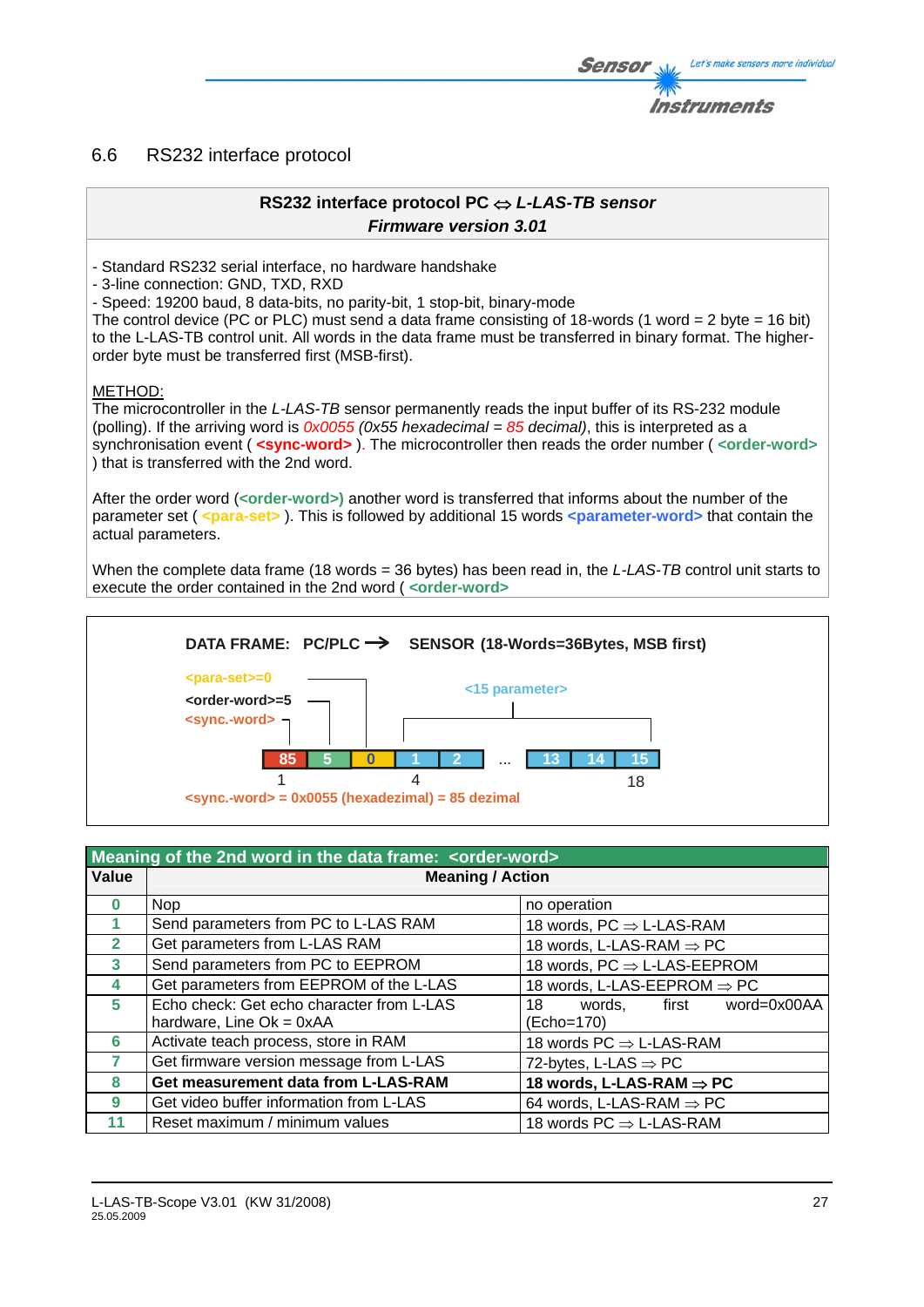## 6.6 RS232 interface protocol

**RS232 interface protocol PC ⇔ *L-LAS-TB sensor***
***Firmware version 3.01***

- Standard RS232 serial interface, no hardware handshake
- 3-line connection: GND, TXD, RXD
- Speed: 19200 baud, 8 data-bits, no parity-bit, 1 stop-bit, binary-mode

The control device (PC or PLC) must send a data frame consisting of 18-words (1 word = 2 byte = 16 bit) to the L-LAS-TB control unit. All words in the data frame must be transferred in binary format. The higher-order byte must be transferred first (MSB-first).

METHOD:
The microcontroller in the *L-LAS-TB* sensor permanently reads the input buffer of its RS-232 module (polling). If the arriving word is *0x0055 (0x55 hexadecimal = 85 decimal)*, this is interpreted as a synchronisation event ( **<sync-word>** ). The microcontroller then reads the order number ( **<order-word>** ) that is transferred with the 2nd word.

After the order word (**<order-word>)** another word is transferred that informs about the number of the parameter set ( **<para-set>** ). This is followed by additional 15 words **<parameter-word>** that contain the actual parameters.

When the complete data frame (18 words = 36 bytes) has been read in, the *L-LAS-TB* control unit starts to execute the order contained in the 2nd word ( **<order-word>**

**DATA FRAME: PC/PLC → SENSOR (18-Words=36Bytes, MSB first)**

<para-set>=0
<order-word>=5
<sync.-word>
<15 parameter>

| 85 | 5 | 0 | 1 | 2 | ... | 13 | 14 | 15 |

1 4 18

<sync.-word> = 0x0055 (hexadezimal) = 85 dezimal

| Meaning of the 2nd word in the data frame: <order-word> | | |
|---|---|---|
| **Value** | **Meaning / Action** | |
| 0 | Nop | no operation |
| 1 | Send parameters from PC to L-LAS RAM | 18 words, PC ⇒ L-LAS-RAM |
| 2 | Get parameters from L-LAS RAM | 18 words, L-LAS-RAM ⇒ PC |
| 3 | Send parameters from PC to EEPROM | 18 words, PC ⇒ L-LAS-EEPROM |
| 4 | Get parameters from EEPROM of the L-LAS | 18 words, L-LAS-EEPROM ⇒ PC |
| 5 | Echo check: Get echo character from L-LAS hardware, Line Ok = 0xAA | 18 words, first word=0x00AA (Echo=170) |
| 6 | Activate teach process, store in RAM | 18 words PC ⇒ L-LAS-RAM |
| 7 | Get firmware version message from L-LAS | 72-bytes, L-LAS ⇒ PC |
| **8** | **Get measurement data from L-LAS-RAM** | **18 words, L-LAS-RAM ⇒ PC** |
| 9 | Get video buffer information from L-LAS | 64 words, L-LAS-RAM ⇒ PC |
| 11 | Reset maximum / minimum values | 18 words PC ⇒ L-LAS-RAM |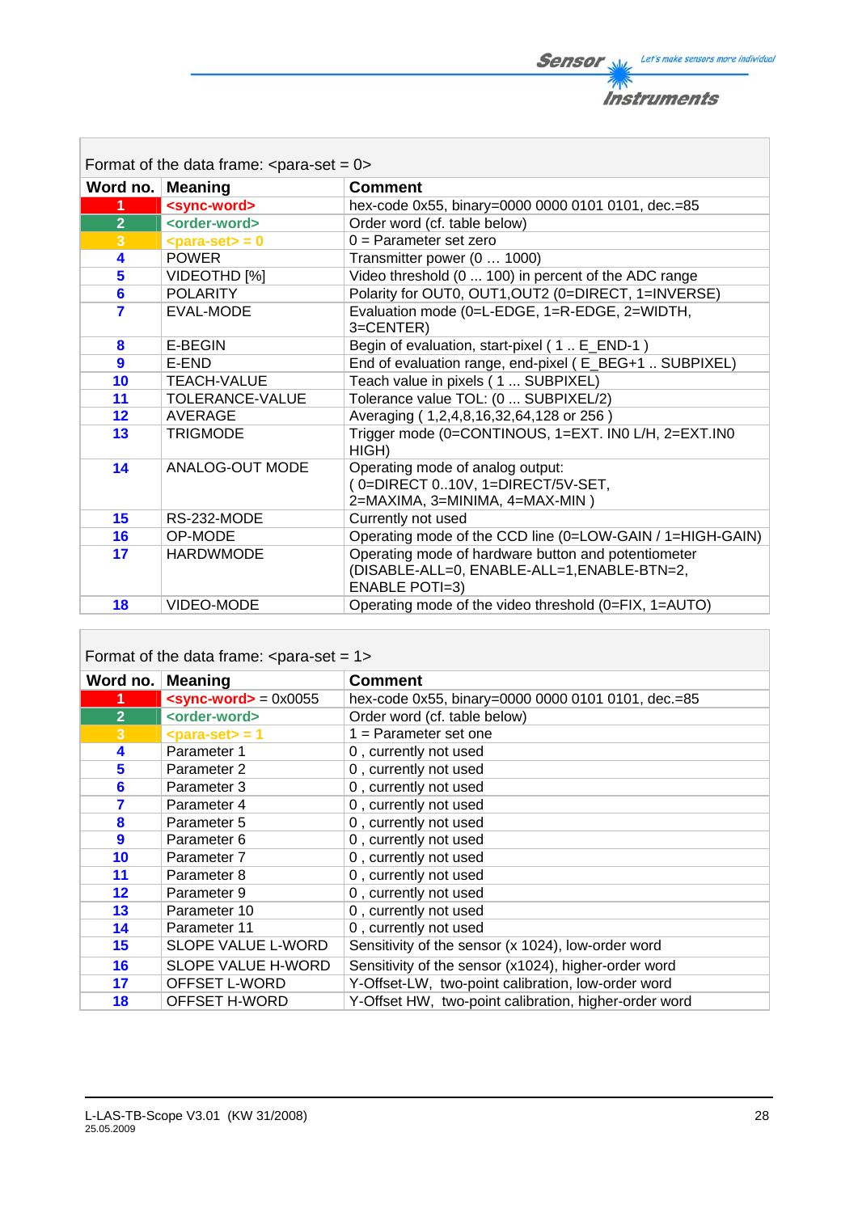Format of the data frame: <para-set = 0>

| Word no. | Meaning | Comment |
|---|---|---|
| 1 | <sync-word> | hex-code 0x55, binary=0000 0000 0101 0101, dec.=85 |
| 2 | <order-word> | Order word (cf. table below) |
| 3 | <para-set> = 0 | 0 = Parameter set zero |
| 4 | POWER | Transmitter power (0 … 1000) |
| 5 | VIDEOTHD [%] | Video threshold (0 ... 100) in percent of the ADC range |
| 6 | POLARITY | Polarity for OUT0, OUT1,OUT2 (0=DIRECT, 1=INVERSE) |
| 7 | EVAL-MODE | Evaluation mode (0=L-EDGE, 1=R-EDGE, 2=WIDTH, 3=CENTER) |
| 8 | E-BEGIN | Begin of evaluation, start-pixel ( 1 .. E_END-1 ) |
| 9 | E-END | End of evaluation range, end-pixel ( E_BEG+1 .. SUBPIXEL) |
| 10 | TEACH-VALUE | Teach value in pixels ( 1 ... SUBPIXEL) |
| 11 | TOLERANCE-VALUE | Tolerance value TOL: (0 ... SUBPIXEL/2) |
| 12 | AVERAGE | Averaging ( 1,2,4,8,16,32,64,128 or 256 ) |
| 13 | TRIGMODE | Trigger mode (0=CONTINOUS, 1=EXT. IN0 L/H, 2=EXT.IN0 HIGH) |
| 14 | ANALOG-OUT MODE | Operating mode of analog output: ( 0=DIRECT 0..10V, 1=DIRECT/5V-SET, 2=MAXIMA, 3=MINIMA, 4=MAX-MIN ) |
| 15 | RS-232-MODE | Currently not used |
| 16 | OP-MODE | Operating mode of the CCD line (0=LOW-GAIN / 1=HIGH-GAIN) |
| 17 | HARDWMODE | Operating mode of hardware button and potentiometer (DISABLE-ALL=0, ENABLE-ALL=1,ENABLE-BTN=2, ENABLE POTI=3) |
| 18 | VIDEO-MODE | Operating mode of the video threshold (0=FIX, 1=AUTO) |

Format of the data frame: <para-set = 1>

| Word no. | Meaning | Comment |
|---|---|---|
| 1 | <sync-word> = 0x0055 | hex-code 0x55, binary=0000 0000 0101 0101, dec.=85 |
| 2 | <order-word> | Order word (cf. table below) |
| 3 | <para-set> = 1 | 1 = Parameter set one |
| 4 | Parameter 1 | 0 , currently not used |
| 5 | Parameter 2 | 0 , currently not used |
| 6 | Parameter 3 | 0 , currently not used |
| 7 | Parameter 4 | 0 , currently not used |
| 8 | Parameter 5 | 0 , currently not used |
| 9 | Parameter 6 | 0 , currently not used |
| 10 | Parameter 7 | 0 , currently not used |
| 11 | Parameter 8 | 0 , currently not used |
| 12 | Parameter 9 | 0 , currently not used |
| 13 | Parameter 10 | 0 , currently not used |
| 14 | Parameter 11 | 0 , currently not used |
| 15 | SLOPE VALUE L-WORD | Sensitivity of the sensor (x 1024), low-order word |
| 16 | SLOPE VALUE H-WORD | Sensitivity of the sensor (x1024), higher-order word |
| 17 | OFFSET L-WORD | Y-Offset-LW, two-point calibration, low-order word |
| 18 | OFFSET H-WORD | Y-Offset HW, two-point calibration, higher-order word |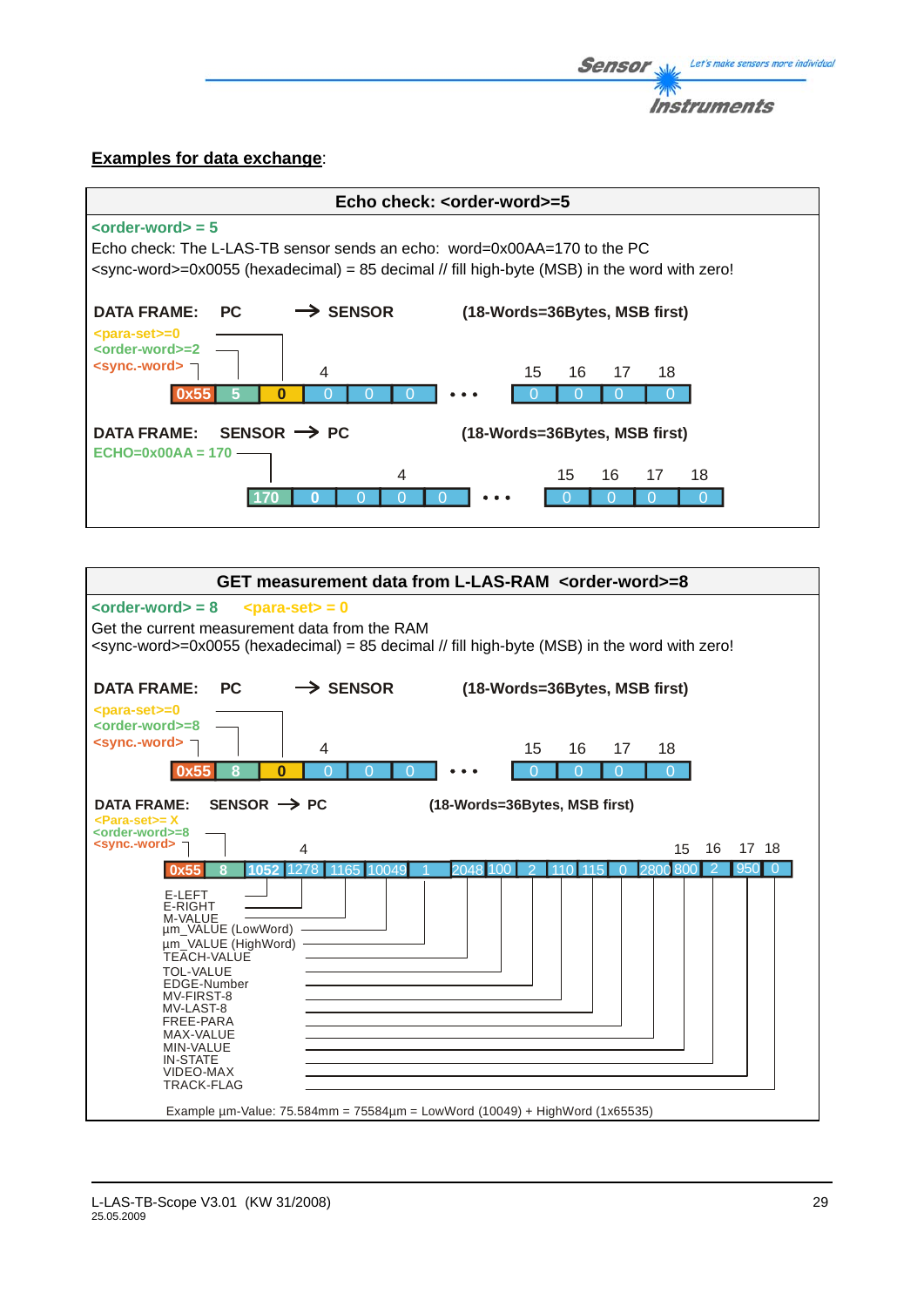**Examples for data exchange**:

## Echo check: <order-word>=5

<order-word> = 5

Echo check: The L-LAS-TB sensor sends an echo: word=0x00AA=170 to the PC

<sync-word>=0x0055 (hexadecimal) = 85 decimal // fill high-byte (MSB) in the word with zero!

**DATA FRAME: PC → SENSOR (18-Words=36Bytes, MSB first)**

<para-set>=0
<order-word>=2
<sync.-word>

| 1 | 2 | 3 | 4 | 5 | 6 | ... | 15 | 16 | 17 | 18 |
|---|---|---|---|---|---|---|---|---|---|---|
| 0x55 | 5 | 0 | 0 | 0 | 0 | • • • | 0 | 0 | 0 | 0 |

**DATA FRAME: SENSOR → PC (18-Words=36Bytes, MSB first)**

ECHO=0x00AA = 170

| 1 | 2 | 3 | 4 | 5 | ... | 15 | 16 | 17 | 18 |
|---|---|---|---|---|---|---|---|---|---|
| 170 | 0 | 0 | 0 | 0 | • • • | 0 | 0 | 0 | 0 |

## GET measurement data from L-LAS-RAM <order-word>=8

<order-word> = 8 <para-set> = 0

Get the current measurement data from the RAM

<sync-word>=0x0055 (hexadecimal) = 85 decimal // fill high-byte (MSB) in the word with zero!

**DATA FRAME: PC → SENSOR (18-Words=36Bytes, MSB first)**

<para-set>=0
<order-word>=8
<sync.-word>

| 1 | 2 | 3 | 4 | 5 | 6 | ... | 15 | 16 | 17 | 18 |
|---|---|---|---|---|---|---|---|---|---|---|
| 0x55 | 8 | 0 | 0 | 0 | 0 | • • • | 0 | 0 | 0 | 0 |

**DATA FRAME: SENSOR → PC (18-Words=36Bytes, MSB first)**

<Para-set>= X
<order-word>=8
<sync.-word>

| 0x55 | 8 | 1052 | 1278 | 1165 | 10049 | 1 | 2048 | 100 | 2 | 110 | 115 | 0 | 2800 | 800 | 2 | 950 | 0 |
|---|---|---|---|---|---|---|---|---|---|---|---|---|---|---|---|---|---|
| | | E-LEFT | E-RIGHT | M-VALUE | µm_VALUE (LowWord) | µm_VALUE (HighWord) | TEACH-VALUE | TOL-VALUE | EDGE-Number | MV-FIRST-8 | MV-LAST-8 | FREE-PARA | MAX-VALUE | MIN-VALUE | IN-STATE | VIDEO-MAX | TRACK-FLAG |

Example µm-Value: 75.584mm = 75584µm = LowWord (10049) + HighWord (1x65535)

L-LAS-TB-Scope V3.01 (KW 31/2008)
25.05.2009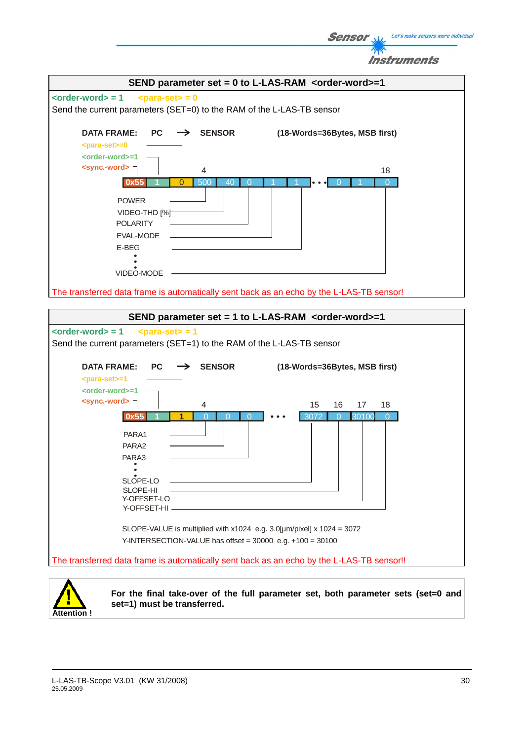## SEND parameter set = 0 to L-LAS-RAM <order-word>=1

<order-word> = 1   <para-set> = 0

Send the current parameters (SET=0) to the RAM of the L-LAS-TB sensor

DATA FRAME: PC → SENSOR (18-Words=36Bytes, MSB first)

<para-set>=0
<order-word>=1
<sync.-word>

4
18

0x55 | 1 | 0 | 500 | 40 | 0 | 1 | 1 | • • • | 0 | 1 | 0

POWER
VIDEO-THD [%]
POLARITY
EVAL-MODE
E-BEG
•
•
VIDEO-MODE

The transferred data frame is automatically sent back as an echo by the L-LAS-TB sensor!

## SEND parameter set = 1 to L-LAS-RAM <order-word>=1

<order-word> = 1   <para-set> = 1

Send the current parameters (SET=1) to the RAM of the L-LAS-TB sensor

DATA FRAME: PC → SENSOR (18-Words=36Bytes, MSB first)

<para-set>=1
<order-word>=1
<sync.-word>

4
15 16 17 18

0x55 | 1 | 1 | 0 | 0 | 0 | • • • | 3072 | 0 | 30100 | 0

PARA1
PARA2
PARA3
•
•
SLOPE-LO
SLOPE-HI
Y-OFFSET-LO
Y-OFFSET-HI

SLOPE-VALUE is multiplied with x1024 e.g. 3.0[µm/pixel] x 1024 = 3072

Y-INTERSECTION-VALUE has offset = 30000 e.g. +100 = 30100

The transferred data frame is automatically sent back as an echo by the L-LAS-TB sensor!!

Attention !

**For the final take-over of the full parameter set, both parameter sets (set=0 and set=1) must be transferred.**

L-LAS-TB-Scope V3.01 (KW 31/2008)
25.05.2009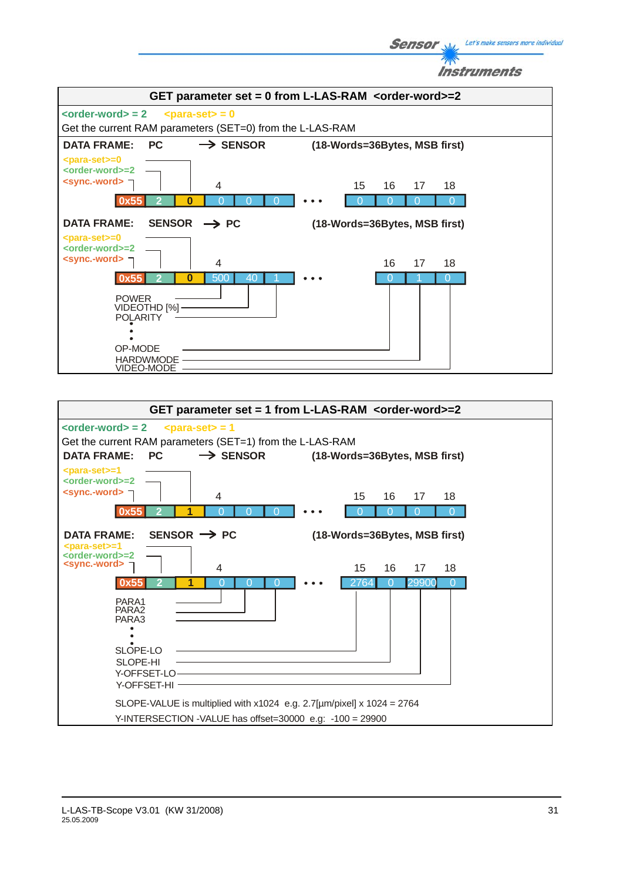## GET parameter set = 0 from L-LAS-RAM <order-word>=2

<order-word> = 2 <para-set> = 0

Get the current RAM parameters (SET=0) from the L-LAS-RAM

**DATA FRAME: PC → SENSOR (18-Words=36Bytes, MSB first)**

<para-set>=0
<order-word>=2
<sync.-word>

4 15 16 17 18

0x55 2 0 0 0 0 • • • 0 0 0 0

**DATA FRAME: SENSOR → PC (18-Words=36Bytes, MSB first)**

<para-set>=0
<order-word>=2
<sync.-word>

4 16 17 18

0x55 2 0 500 40 1 • • • 0 1 0

POWER
VIDEOTHD [%]
POLARITY
•
•
OP-MODE
HARDWMODE
VIDEO-MODE

## GET parameter set = 1 from L-LAS-RAM <order-word>=2

<order-word> = 2 <para-set> = 1

Get the current RAM parameters (SET=1) from the L-LAS-RAM

**DATA FRAME: PC → SENSOR (18-Words=36Bytes, MSB first)**

<para-set>=1
<order-word>=2
<sync.-word>

4 15 16 17 18

0x55 2 1 0 0 0 • • • 0 0 0 0

**DATA FRAME: SENSOR → PC (18-Words=36Bytes, MSB first)**

<para-set>=1
<order-word>=2
<sync.-word>

4 15 16 17 18

0x55 2 1 0 0 0 • • • 2764 0 29900 0

PARA1
PARA2
PARA3
•
•
SLOPE-LO
SLOPE-HI
Y-OFFSET-LO
Y-OFFSET-HI

SLOPE-VALUE is multiplied with x1024 e.g. 2.7[µm/pixel] x 1024 = 2764

Y-INTERSECTION -VALUE has offset=30000 e.g: -100 = 29900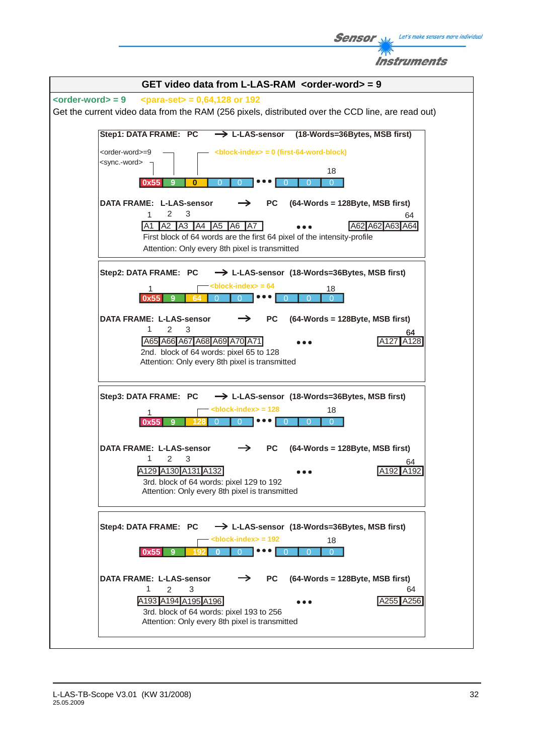## GET video data from L-LAS-RAM <order-word> = 9

<order-word> = 9 <para-set> = 0,64,128 or 192

Get the current video data from the RAM (256 pixels, distributed over the CCD line, are read out)

**Step1: DATA FRAME: PC → L-LAS-sensor (18-Words=36Bytes, MSB first)**

<order-word>=9
<sync.-word>
<block-index> = 0 (first-64-word-block)

18

| 0x55 | 9 | 0 | 0 | 0 | ••• | 0 | 0 | 0 |
|---|---|---|---|---|---|---|---|---|

**DATA FRAME: L-LAS-sensor → PC (64-Words = 128Byte, MSB first)**

1 2 3 ... 64

| A1 | A2 | A3 | A4 | A5 | A6 | A7 | ••• | A62 | A62 | A63 | A64 |
|---|---|---|---|---|---|---|---|---|---|---|---|

First block of 64 words are the first 64 pixel of the intensity-profile
Attention: Only every 8th pixel is transmitted

**Step2: DATA FRAME: PC → L-LAS-sensor (18-Words=36Bytes, MSB first)**

<block-index> = 64

1 ... 18

| 0x55 | 9 | 64 | 0 | 0 | ••• | 0 | 0 | 0 |
|---|---|---|---|---|---|---|---|---|

**DATA FRAME: L-LAS-sensor → PC (64-Words = 128Byte, MSB first)**

1 2 3 ... 64

| A65 | A66 | A67 | A68 | A69 | A70 | A71 | ••• | A127 | A128 |
|---|---|---|---|---|---|---|---|---|---|

2nd. block of 64 words: pixel 65 to 128
Attention: Only every 8th pixel is transmitted

**Step3: DATA FRAME: PC → L-LAS-sensor (18-Words=36Bytes, MSB first)**

<block-index> = 128

1 ... 18

| 0x55 | 9 | 128 | 0 | 0 | ••• | 0 | 0 | 0 |
|---|---|---|---|---|---|---|---|---|

**DATA FRAME: L-LAS-sensor → PC (64-Words = 128Byte, MSB first)**

1 2 3 ... 64

| A129 | A130 | A131 | A132 | ••• | A192 | A192 |
|---|---|---|---|---|---|---|

3rd. block of 64 words: pixel 129 to 192
Attention: Only every 8th pixel is transmitted

**Step4: DATA FRAME: PC → L-LAS-sensor (18-Words=36Bytes, MSB first)**

<block-index> = 192

18

| 0x55 | 9 | 192 | 0 | 0 | ••• | 0 | 0 | 0 |
|---|---|---|---|---|---|---|---|---|

**DATA FRAME: L-LAS-sensor → PC (64-Words = 128Byte, MSB first)**

1 2 3 ... 64

| A193 | A194 | A195 | A196 | ••• | A255 | A256 |
|---|---|---|---|---|---|---|

3rd. block of 64 words: pixel 193 to 256
Attention: Only every 8th pixel is transmitted

L-LAS-TB-Scope V3.01 (KW 31/2008)
25.05.2009